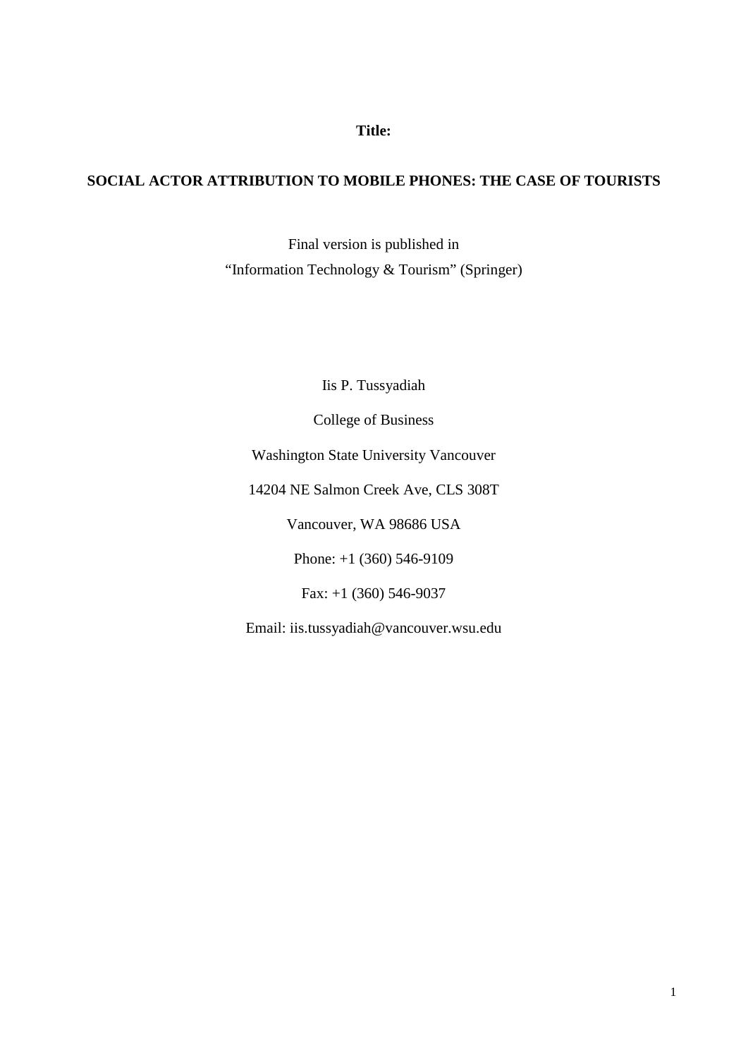**Title:**

# SOCIAL ACTOR ATTRIBUTION TO MOBILE PHONES: THE CASE OF TOURISTS

Final version is published in
"Information Technology & Tourism" (Springer)

Iis P. Tussyadiah

College of Business

Washington State University Vancouver

14204 NE Salmon Creek Ave, CLS 308T

Vancouver, WA 98686 USA

Phone: +1 (360) 546-9109

Fax: +1 (360) 546-9037

Email: iis.tussyadiah@vancouver.wsu.edu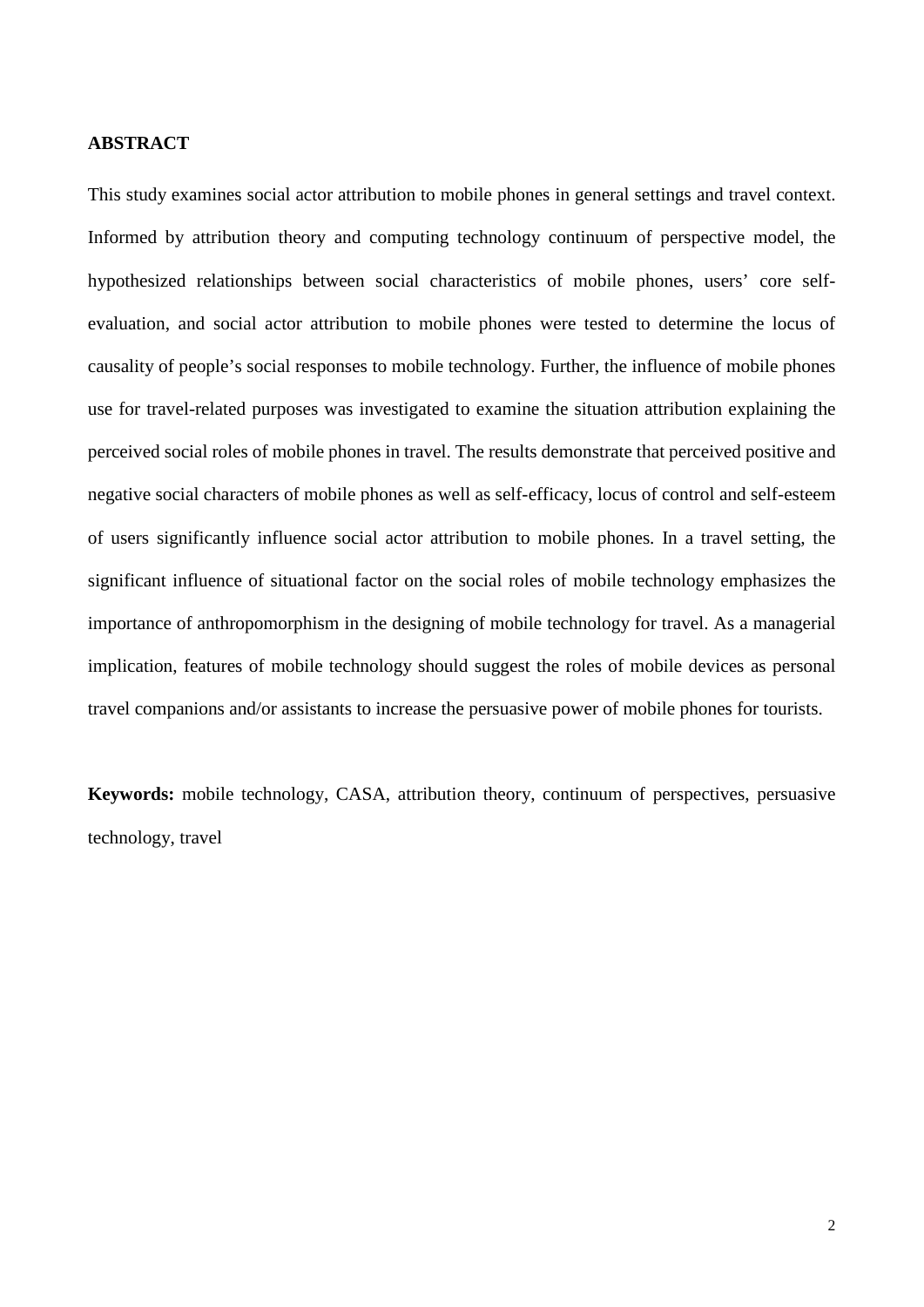**ABSTRACT**

This study examines social actor attribution to mobile phones in general settings and travel context. Informed by attribution theory and computing technology continuum of perspective model, the hypothesized relationships between social characteristics of mobile phones, users' core self-evaluation, and social actor attribution to mobile phones were tested to determine the locus of causality of people's social responses to mobile technology. Further, the influence of mobile phones use for travel-related purposes was investigated to examine the situation attribution explaining the perceived social roles of mobile phones in travel. The results demonstrate that perceived positive and negative social characters of mobile phones as well as self-efficacy, locus of control and self-esteem of users significantly influence social actor attribution to mobile phones. In a travel setting, the significant influence of situational factor on the social roles of mobile technology emphasizes the importance of anthropomorphism in the designing of mobile technology for travel. As a managerial implication, features of mobile technology should suggest the roles of mobile devices as personal travel companions and/or assistants to increase the persuasive power of mobile phones for tourists.

**Keywords:** mobile technology, CASA, attribution theory, continuum of perspectives, persuasive technology, travel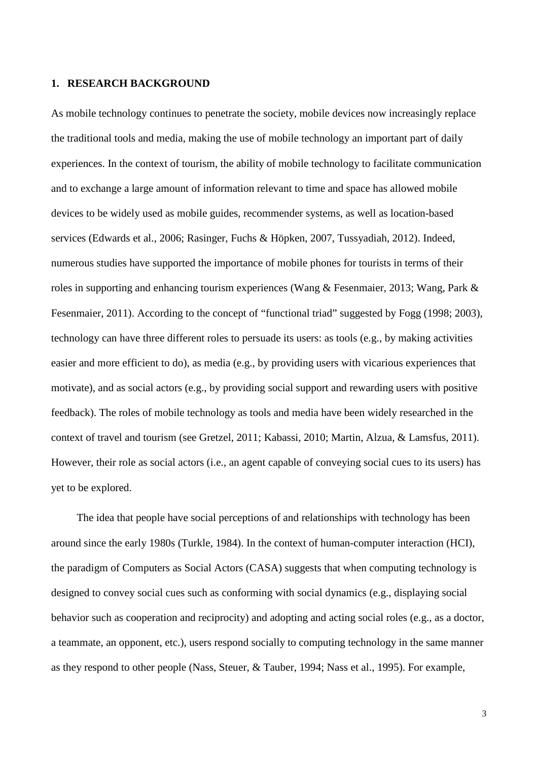## 1. RESEARCH BACKGROUND

As mobile technology continues to penetrate the society, mobile devices now increasingly replace the traditional tools and media, making the use of mobile technology an important part of daily experiences. In the context of tourism, the ability of mobile technology to facilitate communication and to exchange a large amount of information relevant to time and space has allowed mobile devices to be widely used as mobile guides, recommender systems, as well as location-based services (Edwards et al., 2006; Rasinger, Fuchs & Höpken, 2007, Tussyadiah, 2012). Indeed, numerous studies have supported the importance of mobile phones for tourists in terms of their roles in supporting and enhancing tourism experiences (Wang & Fesenmaier, 2013; Wang, Park & Fesenmaier, 2011). According to the concept of "functional triad" suggested by Fogg (1998; 2003), technology can have three different roles to persuade its users: as tools (e.g., by making activities easier and more efficient to do), as media (e.g., by providing users with vicarious experiences that motivate), and as social actors (e.g., by providing social support and rewarding users with positive feedback). The roles of mobile technology as tools and media have been widely researched in the context of travel and tourism (see Gretzel, 2011; Kabassi, 2010; Martin, Alzua, & Lamsfus, 2011). However, their role as social actors (i.e., an agent capable of conveying social cues to its users) has yet to be explored.

The idea that people have social perceptions of and relationships with technology has been around since the early 1980s (Turkle, 1984). In the context of human-computer interaction (HCI), the paradigm of Computers as Social Actors (CASA) suggests that when computing technology is designed to convey social cues such as conforming with social dynamics (e.g., displaying social behavior such as cooperation and reciprocity) and adopting and acting social roles (e.g., as a doctor, a teammate, an opponent, etc.), users respond socially to computing technology in the same manner as they respond to other people (Nass, Steuer, & Tauber, 1994; Nass et al., 1995). For example,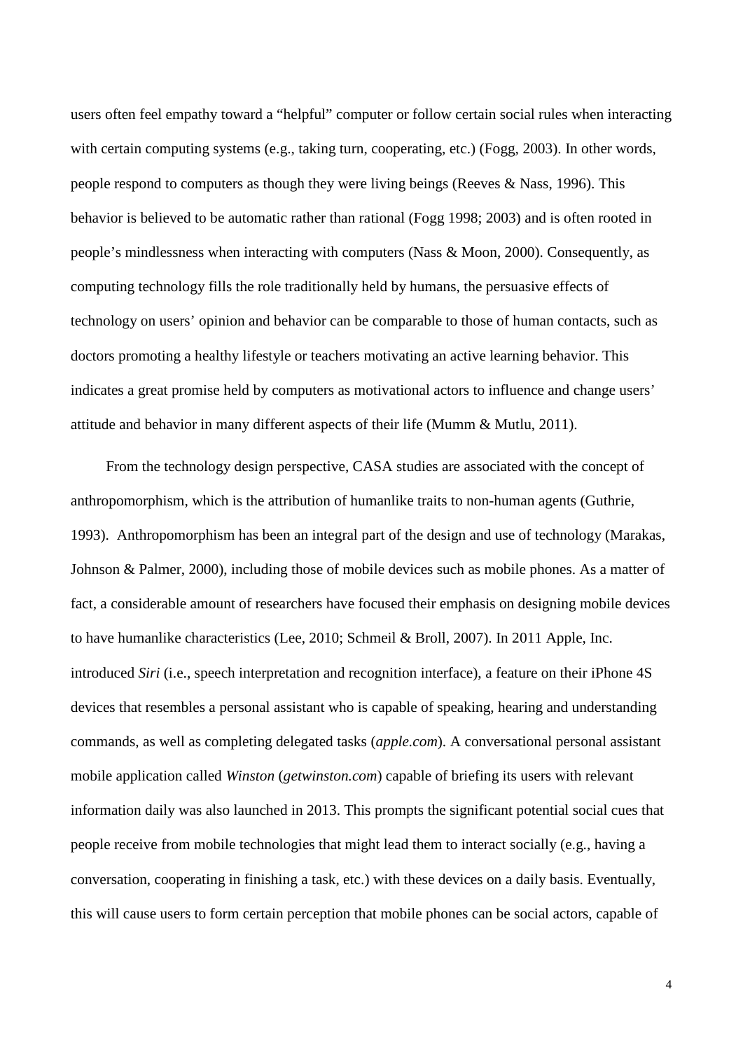users often feel empathy toward a "helpful" computer or follow certain social rules when interacting with certain computing systems (e.g., taking turn, cooperating, etc.) (Fogg, 2003). In other words, people respond to computers as though they were living beings (Reeves & Nass, 1996). This behavior is believed to be automatic rather than rational (Fogg 1998; 2003) and is often rooted in people's mindlessness when interacting with computers (Nass & Moon, 2000). Consequently, as computing technology fills the role traditionally held by humans, the persuasive effects of technology on users' opinion and behavior can be comparable to those of human contacts, such as doctors promoting a healthy lifestyle or teachers motivating an active learning behavior. This indicates a great promise held by computers as motivational actors to influence and change users' attitude and behavior in many different aspects of their life (Mumm & Mutlu, 2011).

From the technology design perspective, CASA studies are associated with the concept of anthropomorphism, which is the attribution of humanlike traits to non-human agents (Guthrie, 1993). Anthropomorphism has been an integral part of the design and use of technology (Marakas, Johnson & Palmer, 2000), including those of mobile devices such as mobile phones. As a matter of fact, a considerable amount of researchers have focused their emphasis on designing mobile devices to have humanlike characteristics (Lee, 2010; Schmeil & Broll, 2007). In 2011 Apple, Inc. introduced *Siri* (i.e., speech interpretation and recognition interface), a feature on their iPhone 4S devices that resembles a personal assistant who is capable of speaking, hearing and understanding commands, as well as completing delegated tasks (*apple.com*). A conversational personal assistant mobile application called *Winston* (*getwinston.com*) capable of briefing its users with relevant information daily was also launched in 2013. This prompts the significant potential social cues that people receive from mobile technologies that might lead them to interact socially (e.g., having a conversation, cooperating in finishing a task, etc.) with these devices on a daily basis. Eventually, this will cause users to form certain perception that mobile phones can be social actors, capable of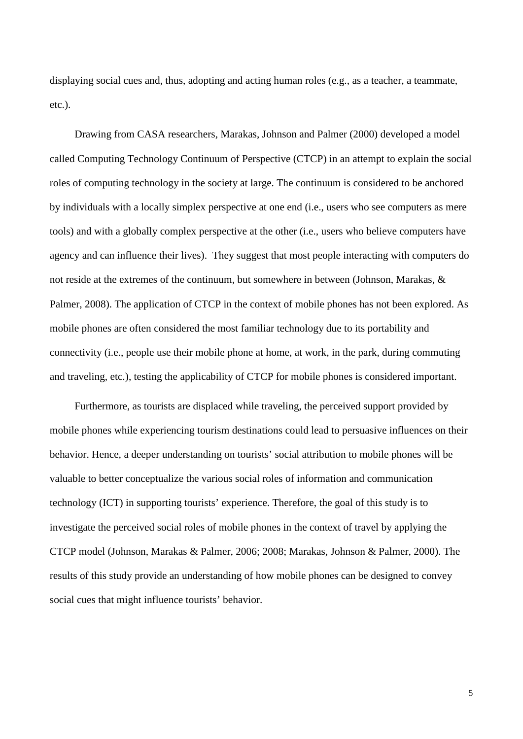displaying social cues and, thus, adopting and acting human roles (e.g., as a teacher, a teammate, etc.).

Drawing from CASA researchers, Marakas, Johnson and Palmer (2000) developed a model called Computing Technology Continuum of Perspective (CTCP) in an attempt to explain the social roles of computing technology in the society at large. The continuum is considered to be anchored by individuals with a locally simplex perspective at one end (i.e., users who see computers as mere tools) and with a globally complex perspective at the other (i.e., users who believe computers have agency and can influence their lives). They suggest that most people interacting with computers do not reside at the extremes of the continuum, but somewhere in between (Johnson, Marakas, & Palmer, 2008). The application of CTCP in the context of mobile phones has not been explored. As mobile phones are often considered the most familiar technology due to its portability and connectivity (i.e., people use their mobile phone at home, at work, in the park, during commuting and traveling, etc.), testing the applicability of CTCP for mobile phones is considered important.

Furthermore, as tourists are displaced while traveling, the perceived support provided by mobile phones while experiencing tourism destinations could lead to persuasive influences on their behavior. Hence, a deeper understanding on tourists' social attribution to mobile phones will be valuable to better conceptualize the various social roles of information and communication technology (ICT) in supporting tourists' experience. Therefore, the goal of this study is to investigate the perceived social roles of mobile phones in the context of travel by applying the CTCP model (Johnson, Marakas & Palmer, 2006; 2008; Marakas, Johnson & Palmer, 2000). The results of this study provide an understanding of how mobile phones can be designed to convey social cues that might influence tourists' behavior.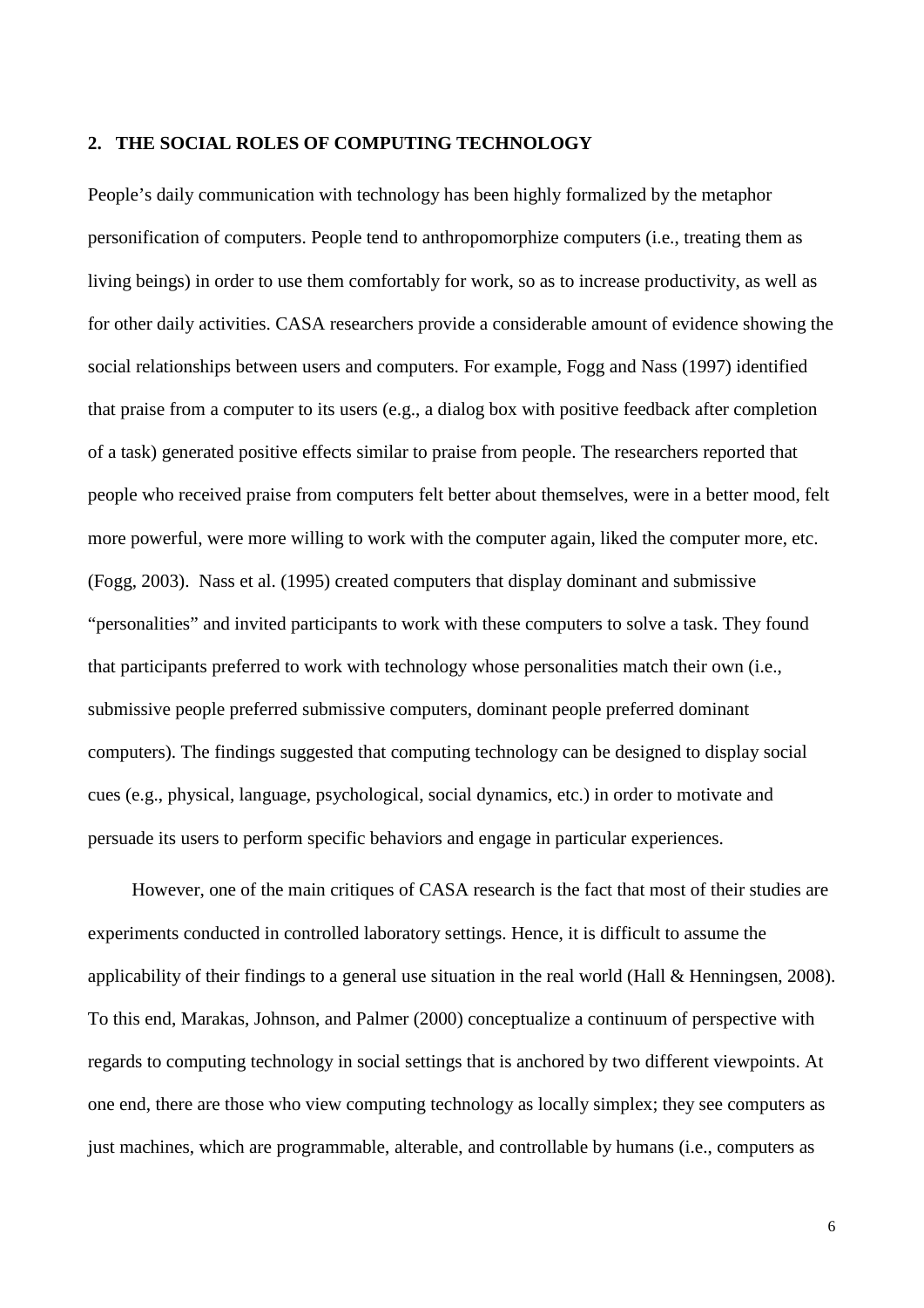## 2. THE SOCIAL ROLES OF COMPUTING TECHNOLOGY

People's daily communication with technology has been highly formalized by the metaphor personification of computers. People tend to anthropomorphize computers (i.e., treating them as living beings) in order to use them comfortably for work, so as to increase productivity, as well as for other daily activities. CASA researchers provide a considerable amount of evidence showing the social relationships between users and computers. For example, Fogg and Nass (1997) identified that praise from a computer to its users (e.g., a dialog box with positive feedback after completion of a task) generated positive effects similar to praise from people. The researchers reported that people who received praise from computers felt better about themselves, were in a better mood, felt more powerful, were more willing to work with the computer again, liked the computer more, etc. (Fogg, 2003). Nass et al. (1995) created computers that display dominant and submissive "personalities" and invited participants to work with these computers to solve a task. They found that participants preferred to work with technology whose personalities match their own (i.e., submissive people preferred submissive computers, dominant people preferred dominant computers). The findings suggested that computing technology can be designed to display social cues (e.g., physical, language, psychological, social dynamics, etc.) in order to motivate and persuade its users to perform specific behaviors and engage in particular experiences.

However, one of the main critiques of CASA research is the fact that most of their studies are experiments conducted in controlled laboratory settings. Hence, it is difficult to assume the applicability of their findings to a general use situation in the real world (Hall & Henningsen, 2008). To this end, Marakas, Johnson, and Palmer (2000) conceptualize a continuum of perspective with regards to computing technology in social settings that is anchored by two different viewpoints. At one end, there are those who view computing technology as locally simplex; they see computers as just machines, which are programmable, alterable, and controllable by humans (i.e., computers as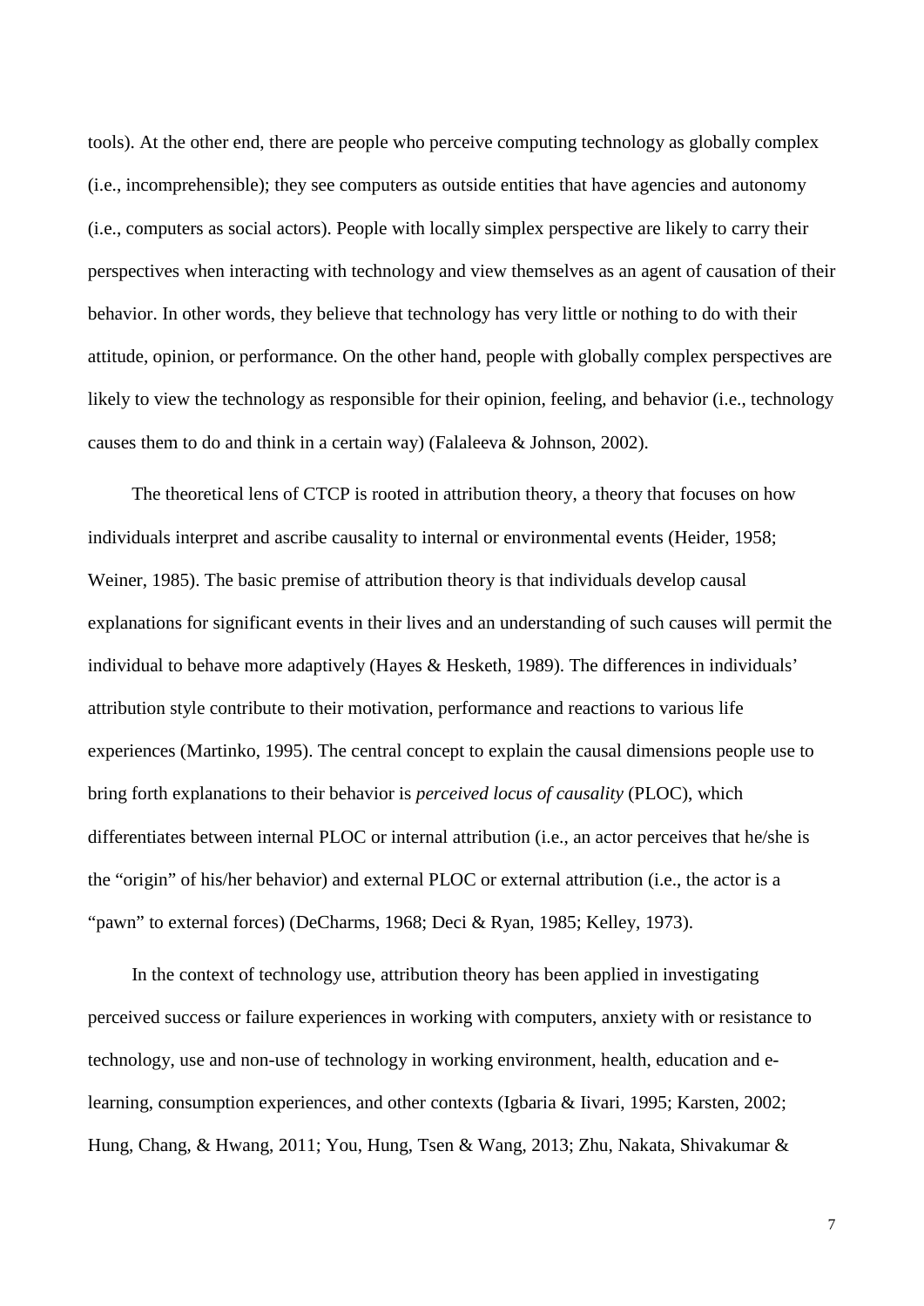tools). At the other end, there are people who perceive computing technology as globally complex (i.e., incomprehensible); they see computers as outside entities that have agencies and autonomy (i.e., computers as social actors). People with locally simplex perspective are likely to carry their perspectives when interacting with technology and view themselves as an agent of causation of their behavior. In other words, they believe that technology has very little or nothing to do with their attitude, opinion, or performance. On the other hand, people with globally complex perspectives are likely to view the technology as responsible for their opinion, feeling, and behavior (i.e., technology causes them to do and think in a certain way) (Falaleeva & Johnson, 2002).

The theoretical lens of CTCP is rooted in attribution theory, a theory that focuses on how individuals interpret and ascribe causality to internal or environmental events (Heider, 1958; Weiner, 1985). The basic premise of attribution theory is that individuals develop causal explanations for significant events in their lives and an understanding of such causes will permit the individual to behave more adaptively (Hayes & Hesketh, 1989). The differences in individuals' attribution style contribute to their motivation, performance and reactions to various life experiences (Martinko, 1995). The central concept to explain the causal dimensions people use to bring forth explanations to their behavior is *perceived locus of causality* (PLOC), which differentiates between internal PLOC or internal attribution (i.e., an actor perceives that he/she is the "origin" of his/her behavior) and external PLOC or external attribution (i.e., the actor is a "pawn" to external forces) (DeCharms, 1968; Deci & Ryan, 1985; Kelley, 1973).

In the context of technology use, attribution theory has been applied in investigating perceived success or failure experiences in working with computers, anxiety with or resistance to technology, use and non-use of technology in working environment, health, education and e-learning, consumption experiences, and other contexts (Igbaria & Iivari, 1995; Karsten, 2002; Hung, Chang, & Hwang, 2011; You, Hung, Tsen & Wang, 2013; Zhu, Nakata, Shivakumar &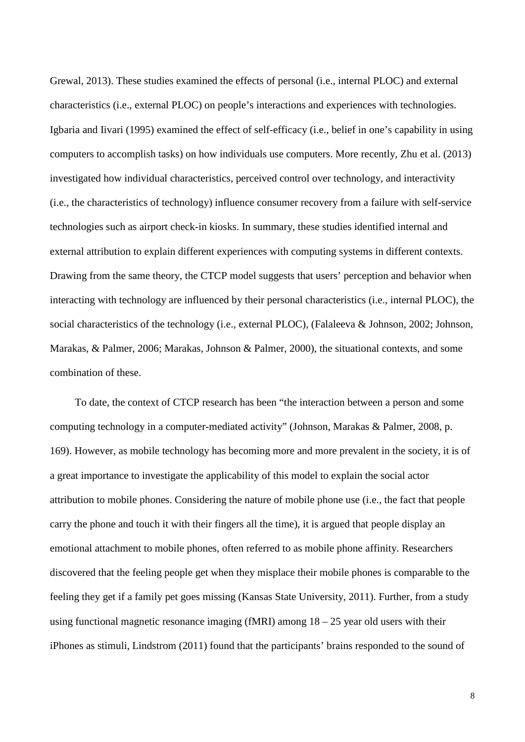Grewal, 2013). These studies examined the effects of personal (i.e., internal PLOC) and external characteristics (i.e., external PLOC) on people's interactions and experiences with technologies. Igbaria and Iivari (1995) examined the effect of self-efficacy (i.e., belief in one's capability in using computers to accomplish tasks) on how individuals use computers. More recently, Zhu et al. (2013) investigated how individual characteristics, perceived control over technology, and interactivity (i.e., the characteristics of technology) influence consumer recovery from a failure with self-service technologies such as airport check-in kiosks. In summary, these studies identified internal and external attribution to explain different experiences with computing systems in different contexts. Drawing from the same theory, the CTCP model suggests that users' perception and behavior when interacting with technology are influenced by their personal characteristics (i.e., internal PLOC), the social characteristics of the technology (i.e., external PLOC), (Falaleeva & Johnson, 2002; Johnson, Marakas, & Palmer, 2006; Marakas, Johnson & Palmer, 2000), the situational contexts, and some combination of these.

To date, the context of CTCP research has been "the interaction between a person and some computing technology in a computer-mediated activity" (Johnson, Marakas & Palmer, 2008, p. 169). However, as mobile technology has becoming more and more prevalent in the society, it is of a great importance to investigate the applicability of this model to explain the social actor attribution to mobile phones. Considering the nature of mobile phone use (i.e., the fact that people carry the phone and touch it with their fingers all the time), it is argued that people display an emotional attachment to mobile phones, often referred to as mobile phone affinity. Researchers discovered that the feeling people get when they misplace their mobile phones is comparable to the feeling they get if a family pet goes missing (Kansas State University, 2011). Further, from a study using functional magnetic resonance imaging (fMRI) among 18 – 25 year old users with their iPhones as stimuli, Lindstrom (2011) found that the participants' brains responded to the sound of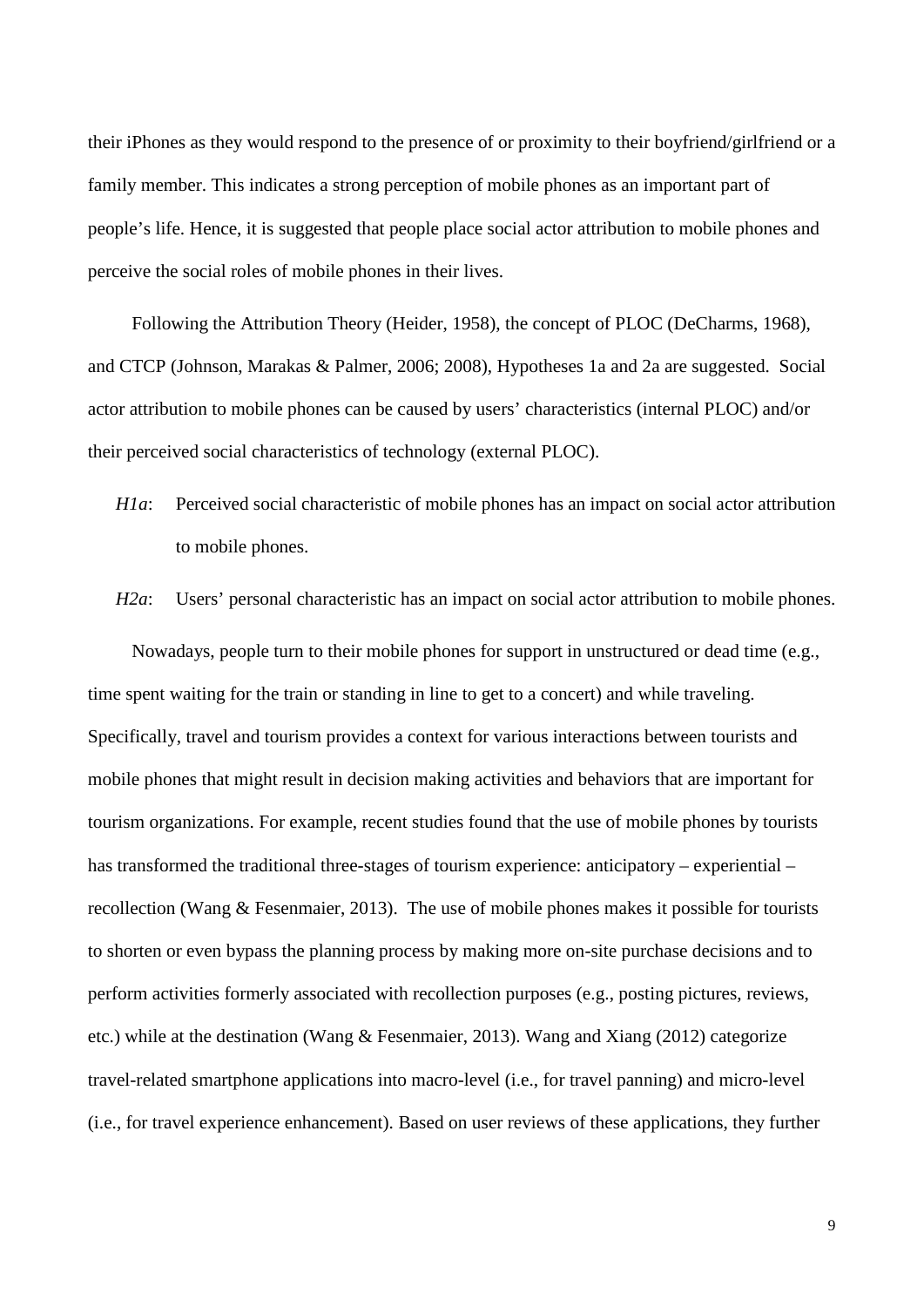their iPhones as they would respond to the presence of or proximity to their boyfriend/girlfriend or a family member. This indicates a strong perception of mobile phones as an important part of people's life. Hence, it is suggested that people place social actor attribution to mobile phones and perceive the social roles of mobile phones in their lives.

Following the Attribution Theory (Heider, 1958), the concept of PLOC (DeCharms, 1968), and CTCP (Johnson, Marakas & Palmer, 2006; 2008), Hypotheses 1a and 2a are suggested. Social actor attribution to mobile phones can be caused by users' characteristics (internal PLOC) and/or their perceived social characteristics of technology (external PLOC).

*H1a*: Perceived social characteristic of mobile phones has an impact on social actor attribution to mobile phones.

*H2a*: Users' personal characteristic has an impact on social actor attribution to mobile phones.

Nowadays, people turn to their mobile phones for support in unstructured or dead time (e.g., time spent waiting for the train or standing in line to get to a concert) and while traveling. Specifically, travel and tourism provides a context for various interactions between tourists and mobile phones that might result in decision making activities and behaviors that are important for tourism organizations. For example, recent studies found that the use of mobile phones by tourists has transformed the traditional three-stages of tourism experience: anticipatory – experiential – recollection (Wang & Fesenmaier, 2013). The use of mobile phones makes it possible for tourists to shorten or even bypass the planning process by making more on-site purchase decisions and to perform activities formerly associated with recollection purposes (e.g., posting pictures, reviews, etc.) while at the destination (Wang & Fesenmaier, 2013). Wang and Xiang (2012) categorize travel-related smartphone applications into macro-level (i.e., for travel panning) and micro-level (i.e., for travel experience enhancement). Based on user reviews of these applications, they further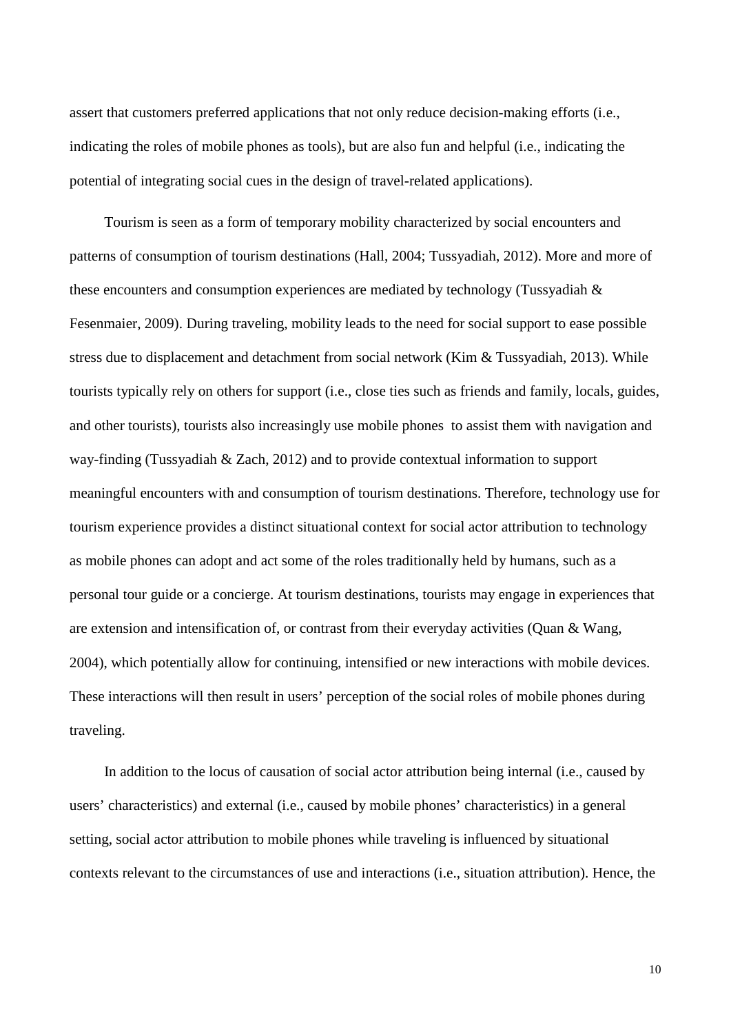assert that customers preferred applications that not only reduce decision-making efforts (i.e., indicating the roles of mobile phones as tools), but are also fun and helpful (i.e., indicating the potential of integrating social cues in the design of travel-related applications).

Tourism is seen as a form of temporary mobility characterized by social encounters and patterns of consumption of tourism destinations (Hall, 2004; Tussyadiah, 2012). More and more of these encounters and consumption experiences are mediated by technology (Tussyadiah & Fesenmaier, 2009). During traveling, mobility leads to the need for social support to ease possible stress due to displacement and detachment from social network (Kim & Tussyadiah, 2013). While tourists typically rely on others for support (i.e., close ties such as friends and family, locals, guides, and other tourists), tourists also increasingly use mobile phones to assist them with navigation and way-finding (Tussyadiah & Zach, 2012) and to provide contextual information to support meaningful encounters with and consumption of tourism destinations. Therefore, technology use for tourism experience provides a distinct situational context for social actor attribution to technology as mobile phones can adopt and act some of the roles traditionally held by humans, such as a personal tour guide or a concierge. At tourism destinations, tourists may engage in experiences that are extension and intensification of, or contrast from their everyday activities (Quan & Wang, 2004), which potentially allow for continuing, intensified or new interactions with mobile devices. These interactions will then result in users' perception of the social roles of mobile phones during traveling.

In addition to the locus of causation of social actor attribution being internal (i.e., caused by users' characteristics) and external (i.e., caused by mobile phones' characteristics) in a general setting, social actor attribution to mobile phones while traveling is influenced by situational contexts relevant to the circumstances of use and interactions (i.e., situation attribution). Hence, the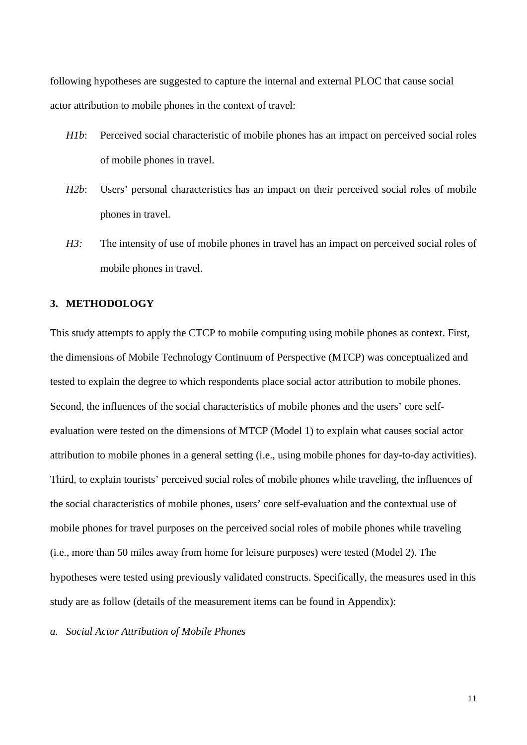following hypotheses are suggested to capture the internal and external PLOC that cause social actor attribution to mobile phones in the context of travel:

*H1b*: Perceived social characteristic of mobile phones has an impact on perceived social roles of mobile phones in travel.

*H2b*: Users' personal characteristics has an impact on their perceived social roles of mobile phones in travel.

*H3:* The intensity of use of mobile phones in travel has an impact on perceived social roles of mobile phones in travel.

## 3. METHODOLOGY

This study attempts to apply the CTCP to mobile computing using mobile phones as context. First, the dimensions of Mobile Technology Continuum of Perspective (MTCP) was conceptualized and tested to explain the degree to which respondents place social actor attribution to mobile phones. Second, the influences of the social characteristics of mobile phones and the users' core self-evaluation were tested on the dimensions of MTCP (Model 1) to explain what causes social actor attribution to mobile phones in a general setting (i.e., using mobile phones for day-to-day activities). Third, to explain tourists' perceived social roles of mobile phones while traveling, the influences of the social characteristics of mobile phones, users' core self-evaluation and the contextual use of mobile phones for travel purposes on the perceived social roles of mobile phones while traveling (i.e., more than 50 miles away from home for leisure purposes) were tested (Model 2). The hypotheses were tested using previously validated constructs. Specifically, the measures used in this study are as follow (details of the measurement items can be found in Appendix):

*a. Social Actor Attribution of Mobile Phones*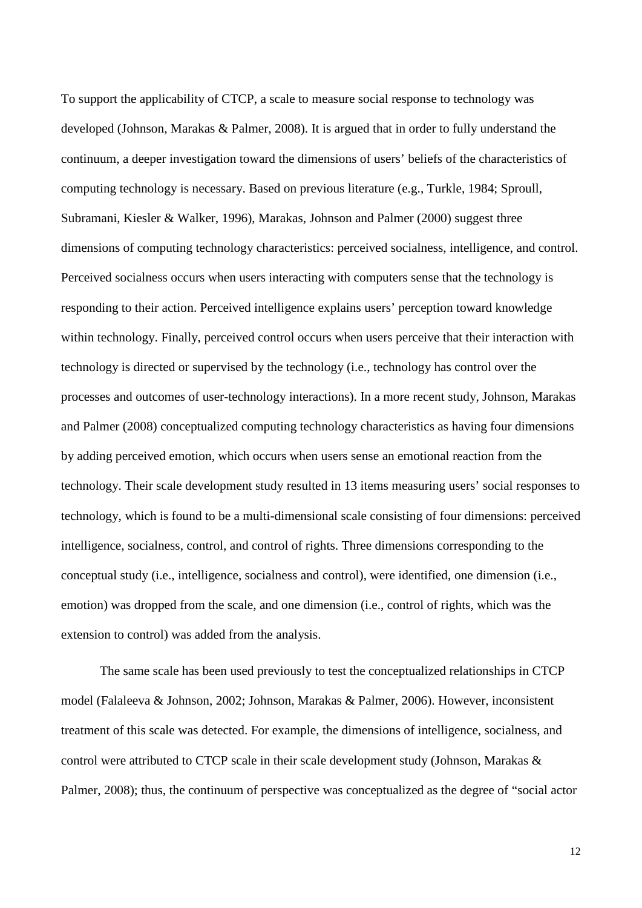To support the applicability of CTCP, a scale to measure social response to technology was developed (Johnson, Marakas & Palmer, 2008). It is argued that in order to fully understand the continuum, a deeper investigation toward the dimensions of users' beliefs of the characteristics of computing technology is necessary. Based on previous literature (e.g., Turkle, 1984; Sproull, Subramani, Kiesler & Walker, 1996), Marakas, Johnson and Palmer (2000) suggest three dimensions of computing technology characteristics: perceived socialness, intelligence, and control. Perceived socialness occurs when users interacting with computers sense that the technology is responding to their action. Perceived intelligence explains users' perception toward knowledge within technology. Finally, perceived control occurs when users perceive that their interaction with technology is directed or supervised by the technology (i.e., technology has control over the processes and outcomes of user-technology interactions). In a more recent study, Johnson, Marakas and Palmer (2008) conceptualized computing technology characteristics as having four dimensions by adding perceived emotion, which occurs when users sense an emotional reaction from the technology. Their scale development study resulted in 13 items measuring users' social responses to technology, which is found to be a multi-dimensional scale consisting of four dimensions: perceived intelligence, socialness, control, and control of rights. Three dimensions corresponding to the conceptual study (i.e., intelligence, socialness and control), were identified, one dimension (i.e., emotion) was dropped from the scale, and one dimension (i.e., control of rights, which was the extension to control) was added from the analysis.

The same scale has been used previously to test the conceptualized relationships in CTCP model (Falaleeva & Johnson, 2002; Johnson, Marakas & Palmer, 2006). However, inconsistent treatment of this scale was detected. For example, the dimensions of intelligence, socialness, and control were attributed to CTCP scale in their scale development study (Johnson, Marakas & Palmer, 2008); thus, the continuum of perspective was conceptualized as the degree of "social actor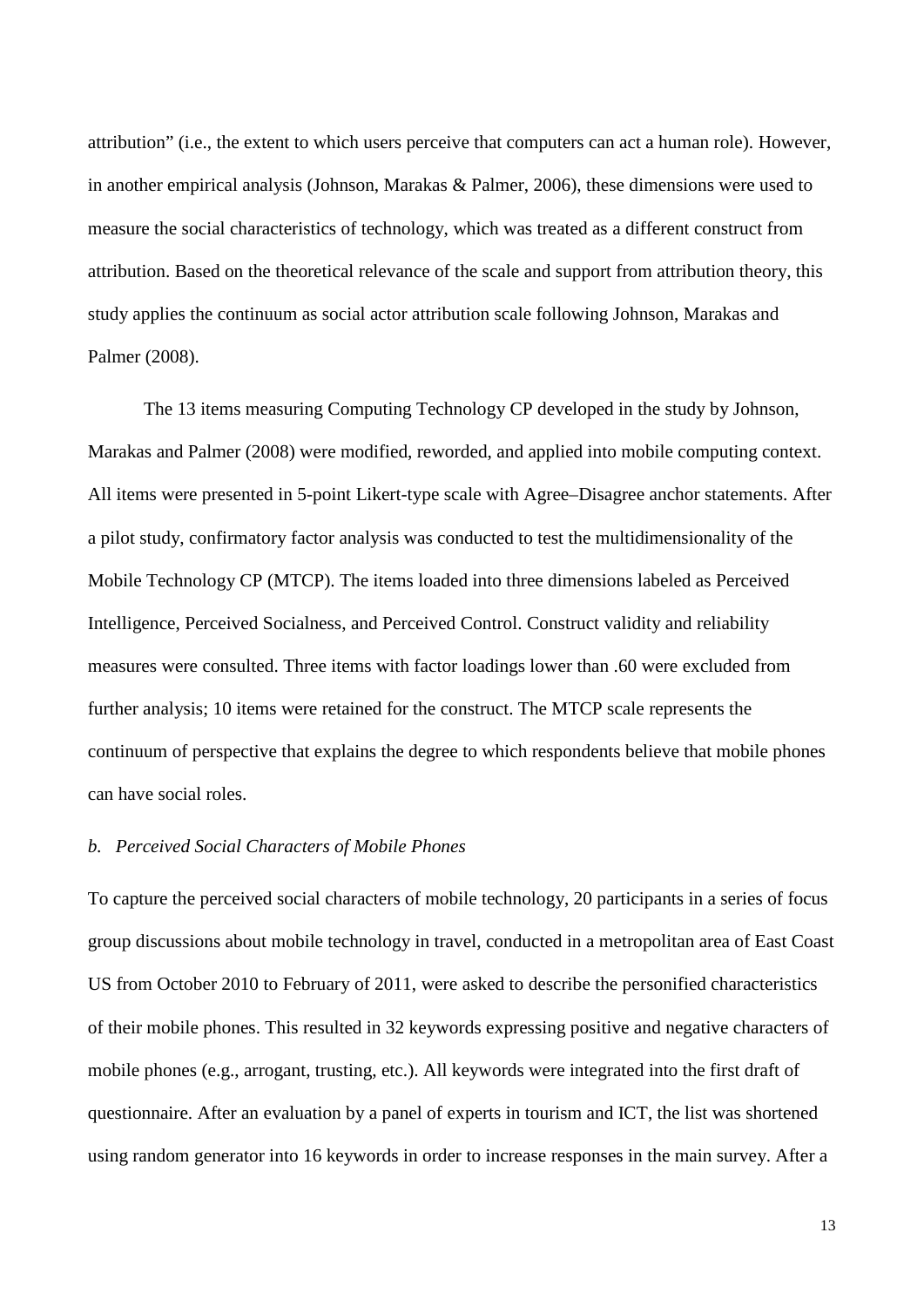attribution" (i.e., the extent to which users perceive that computers can act a human role). However, in another empirical analysis (Johnson, Marakas & Palmer, 2006), these dimensions were used to measure the social characteristics of technology, which was treated as a different construct from attribution. Based on the theoretical relevance of the scale and support from attribution theory, this study applies the continuum as social actor attribution scale following Johnson, Marakas and Palmer (2008).

The 13 items measuring Computing Technology CP developed in the study by Johnson, Marakas and Palmer (2008) were modified, reworded, and applied into mobile computing context. All items were presented in 5-point Likert-type scale with Agree–Disagree anchor statements. After a pilot study, confirmatory factor analysis was conducted to test the multidimensionality of the Mobile Technology CP (MTCP). The items loaded into three dimensions labeled as Perceived Intelligence, Perceived Socialness, and Perceived Control. Construct validity and reliability measures were consulted. Three items with factor loadings lower than .60 were excluded from further analysis; 10 items were retained for the construct. The MTCP scale represents the continuum of perspective that explains the degree to which respondents believe that mobile phones can have social roles.

*b. Perceived Social Characters of Mobile Phones*

To capture the perceived social characters of mobile technology, 20 participants in a series of focus group discussions about mobile technology in travel, conducted in a metropolitan area of East Coast US from October 2010 to February of 2011, were asked to describe the personified characteristics of their mobile phones. This resulted in 32 keywords expressing positive and negative characters of mobile phones (e.g., arrogant, trusting, etc.). All keywords were integrated into the first draft of questionnaire. After an evaluation by a panel of experts in tourism and ICT, the list was shortened using random generator into 16 keywords in order to increase responses in the main survey. After a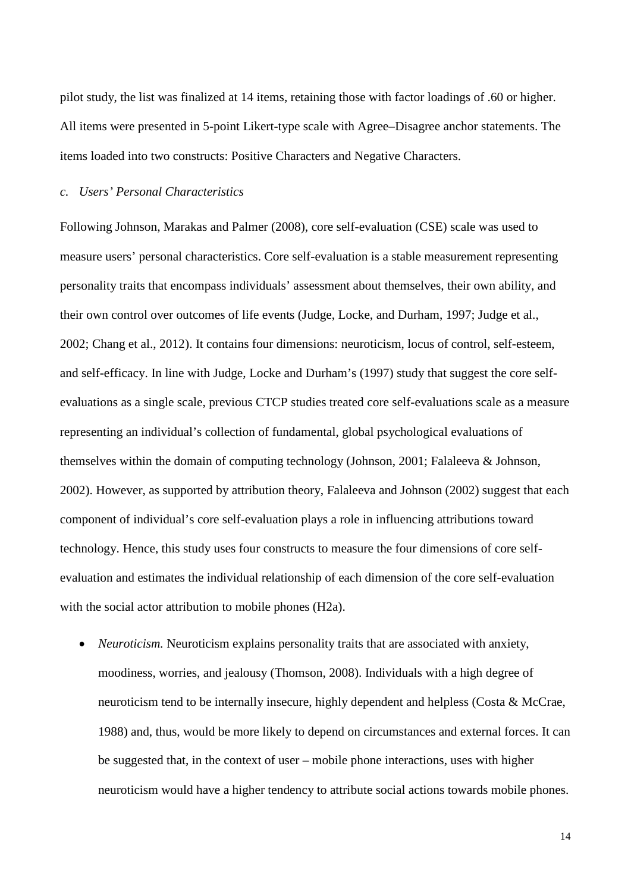pilot study, the list was finalized at 14 items, retaining those with factor loadings of .60 or higher. All items were presented in 5-point Likert-type scale with Agree–Disagree anchor statements. The items loaded into two constructs: Positive Characters and Negative Characters.

*c. Users' Personal Characteristics*

Following Johnson, Marakas and Palmer (2008), core self-evaluation (CSE) scale was used to measure users' personal characteristics. Core self-evaluation is a stable measurement representing personality traits that encompass individuals' assessment about themselves, their own ability, and their own control over outcomes of life events (Judge, Locke, and Durham, 1997; Judge et al., 2002; Chang et al., 2012). It contains four dimensions: neuroticism, locus of control, self-esteem, and self-efficacy. In line with Judge, Locke and Durham's (1997) study that suggest the core self-evaluations as a single scale, previous CTCP studies treated core self-evaluations scale as a measure representing an individual's collection of fundamental, global psychological evaluations of themselves within the domain of computing technology (Johnson, 2001; Falaleeva & Johnson, 2002). However, as supported by attribution theory, Falaleeva and Johnson (2002) suggest that each component of individual's core self-evaluation plays a role in influencing attributions toward technology. Hence, this study uses four constructs to measure the four dimensions of core self-evaluation and estimates the individual relationship of each dimension of the core self-evaluation with the social actor attribution to mobile phones (H2a).

- *Neuroticism.* Neuroticism explains personality traits that are associated with anxiety, moodiness, worries, and jealousy (Thomson, 2008). Individuals with a high degree of neuroticism tend to be internally insecure, highly dependent and helpless (Costa & McCrae, 1988) and, thus, would be more likely to depend on circumstances and external forces. It can be suggested that, in the context of user – mobile phone interactions, uses with higher neuroticism would have a higher tendency to attribute social actions towards mobile phones.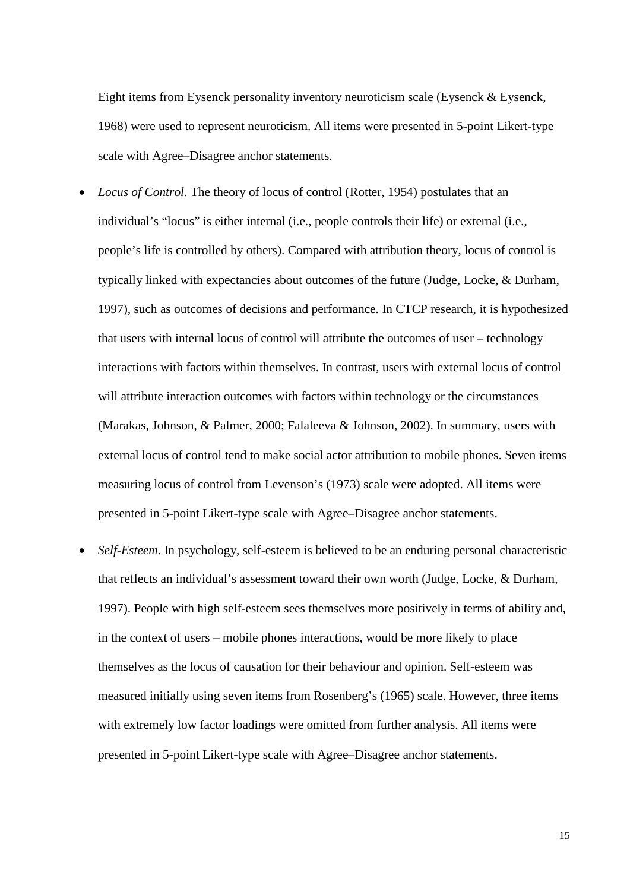Eight items from Eysenck personality inventory neuroticism scale (Eysenck & Eysenck, 1968) were used to represent neuroticism. All items were presented in 5-point Likert-type scale with Agree–Disagree anchor statements.

- *Locus of Control.* The theory of locus of control (Rotter, 1954) postulates that an individual's "locus" is either internal (i.e., people controls their life) or external (i.e., people's life is controlled by others). Compared with attribution theory, locus of control is typically linked with expectancies about outcomes of the future (Judge, Locke, & Durham, 1997), such as outcomes of decisions and performance. In CTCP research, it is hypothesized that users with internal locus of control will attribute the outcomes of user – technology interactions with factors within themselves. In contrast, users with external locus of control will attribute interaction outcomes with factors within technology or the circumstances (Marakas, Johnson, & Palmer, 2000; Falaleeva & Johnson, 2002). In summary, users with external locus of control tend to make social actor attribution to mobile phones. Seven items measuring locus of control from Levenson's (1973) scale were adopted. All items were presented in 5-point Likert-type scale with Agree–Disagree anchor statements.

- *Self-Esteem.* In psychology, self-esteem is believed to be an enduring personal characteristic that reflects an individual's assessment toward their own worth (Judge, Locke, & Durham, 1997). People with high self-esteem sees themselves more positively in terms of ability and, in the context of users – mobile phones interactions, would be more likely to place themselves as the locus of causation for their behaviour and opinion. Self-esteem was measured initially using seven items from Rosenberg's (1965) scale. However, three items with extremely low factor loadings were omitted from further analysis. All items were presented in 5-point Likert-type scale with Agree–Disagree anchor statements.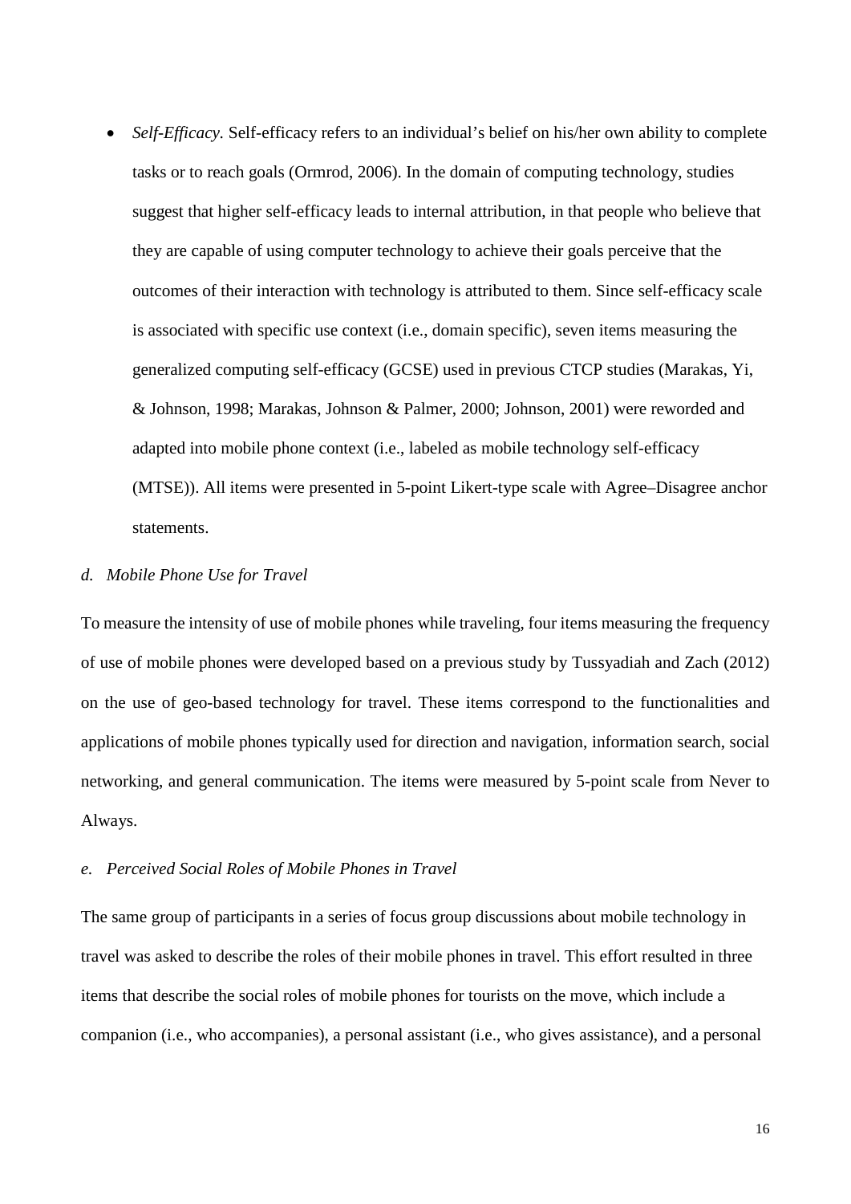- *Self-Efficacy.* Self-efficacy refers to an individual's belief on his/her own ability to complete tasks or to reach goals (Ormrod, 2006). In the domain of computing technology, studies suggest that higher self-efficacy leads to internal attribution, in that people who believe that they are capable of using computer technology to achieve their goals perceive that the outcomes of their interaction with technology is attributed to them. Since self-efficacy scale is associated with specific use context (i.e., domain specific), seven items measuring the generalized computing self-efficacy (GCSE) used in previous CTCP studies (Marakas, Yi, & Johnson, 1998; Marakas, Johnson & Palmer, 2000; Johnson, 2001) were reworded and adapted into mobile phone context (i.e., labeled as mobile technology self-efficacy (MTSE)). All items were presented in 5-point Likert-type scale with Agree–Disagree anchor statements.

### *d. Mobile Phone Use for Travel*

To measure the intensity of use of mobile phones while traveling, four items measuring the frequency of use of mobile phones were developed based on a previous study by Tussyadiah and Zach (2012) on the use of geo-based technology for travel. These items correspond to the functionalities and applications of mobile phones typically used for direction and navigation, information search, social networking, and general communication. The items were measured by 5-point scale from Never to Always.

### *e. Perceived Social Roles of Mobile Phones in Travel*

The same group of participants in a series of focus group discussions about mobile technology in travel was asked to describe the roles of their mobile phones in travel. This effort resulted in three items that describe the social roles of mobile phones for tourists on the move, which include a companion (i.e., who accompanies), a personal assistant (i.e., who gives assistance), and a personal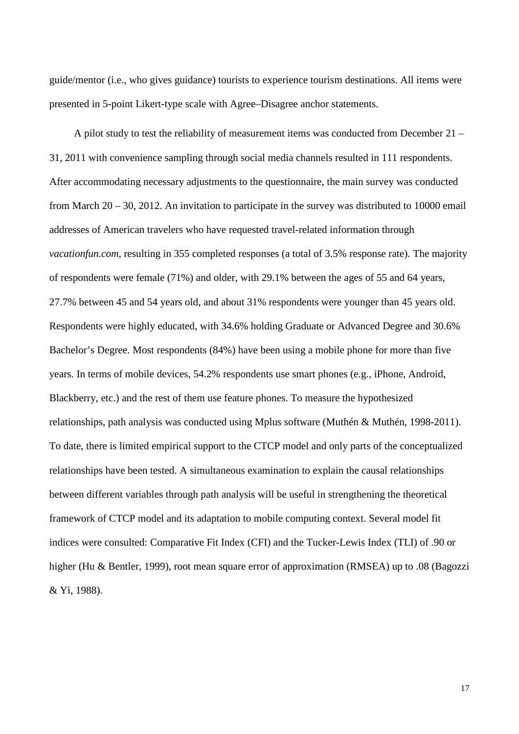guide/mentor (i.e., who gives guidance) tourists to experience tourism destinations. All items were presented in 5-point Likert-type scale with Agree–Disagree anchor statements.

A pilot study to test the reliability of measurement items was conducted from December 21 – 31, 2011 with convenience sampling through social media channels resulted in 111 respondents. After accommodating necessary adjustments to the questionnaire, the main survey was conducted from March 20 – 30, 2012. An invitation to participate in the survey was distributed to 10000 email addresses of American travelers who have requested travel-related information through *vacationfun.com*, resulting in 355 completed responses (a total of 3.5% response rate). The majority of respondents were female (71%) and older, with 29.1% between the ages of 55 and 64 years, 27.7% between 45 and 54 years old, and about 31% respondents were younger than 45 years old. Respondents were highly educated, with 34.6% holding Graduate or Advanced Degree and 30.6% Bachelor's Degree. Most respondents (84%) have been using a mobile phone for more than five years. In terms of mobile devices, 54.2% respondents use smart phones (e.g., iPhone, Android, Blackberry, etc.) and the rest of them use feature phones. To measure the hypothesized relationships, path analysis was conducted using Mplus software (Muthén & Muthén, 1998-2011). To date, there is limited empirical support to the CTCP model and only parts of the conceptualized relationships have been tested. A simultaneous examination to explain the causal relationships between different variables through path analysis will be useful in strengthening the theoretical framework of CTCP model and its adaptation to mobile computing context. Several model fit indices were consulted: Comparative Fit Index (CFI) and the Tucker-Lewis Index (TLI) of .90 or higher (Hu & Bentler, 1999), root mean square error of approximation (RMSEA) up to .08 (Bagozzi & Yi, 1988).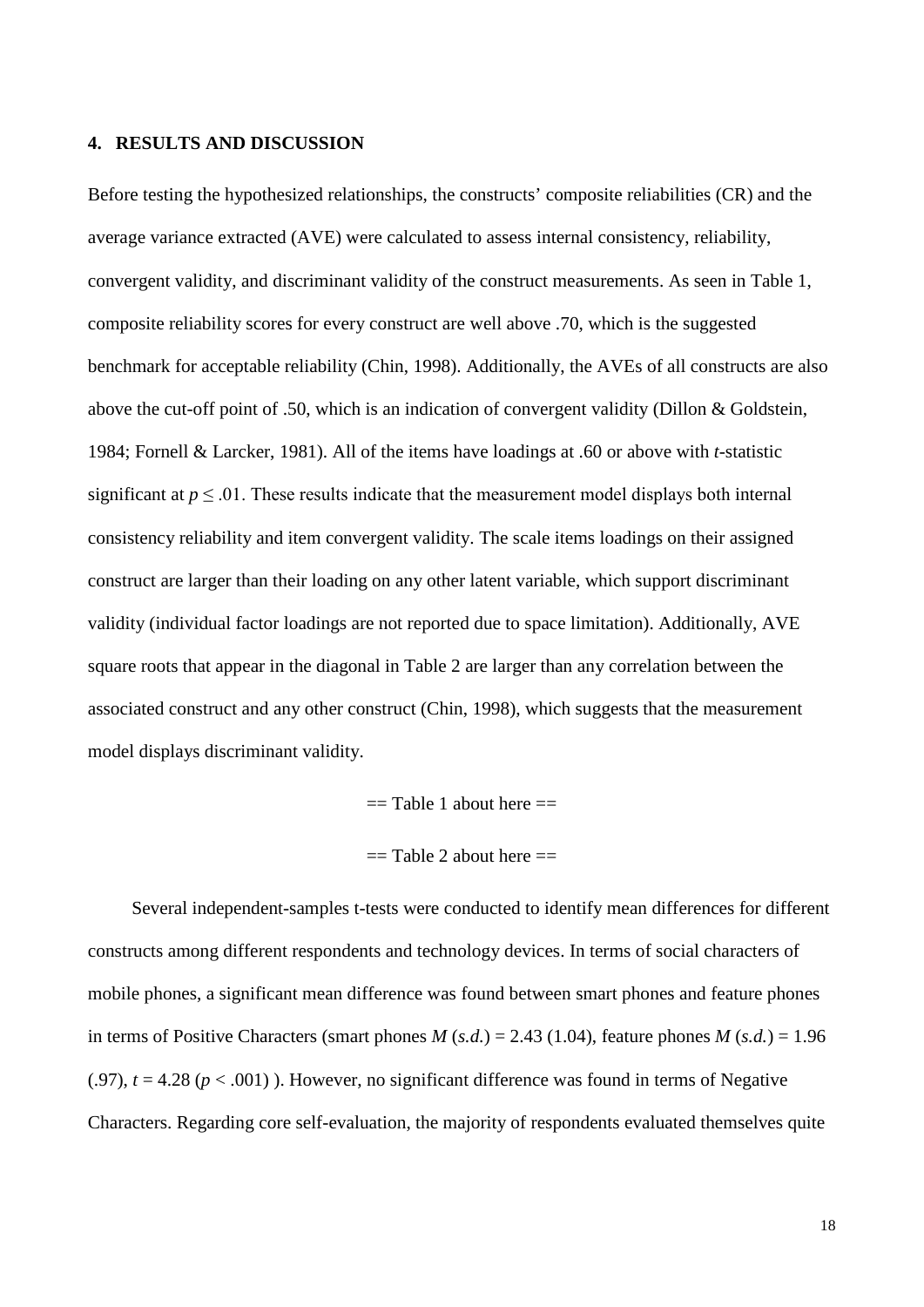## 4. RESULTS AND DISCUSSION

Before testing the hypothesized relationships, the constructs' composite reliabilities (CR) and the average variance extracted (AVE) were calculated to assess internal consistency, reliability, convergent validity, and discriminant validity of the construct measurements. As seen in Table 1, composite reliability scores for every construct are well above .70, which is the suggested benchmark for acceptable reliability (Chin, 1998). Additionally, the AVEs of all constructs are also above the cut-off point of .50, which is an indication of convergent validity (Dillon & Goldstein, 1984; Fornell & Larcker, 1981). All of the items have loadings at .60 or above with *t*-statistic significant at $p \leq .01$. These results indicate that the measurement model displays both internal consistency reliability and item convergent validity. The scale items loadings on their assigned construct are larger than their loading on any other latent variable, which support discriminant validity (individual factor loadings are not reported due to space limitation). Additionally, AVE square roots that appear in the diagonal in Table 2 are larger than any correlation between the associated construct and any other construct (Chin, 1998), which suggests that the measurement model displays discriminant validity.

== Table 1 about here ==

== Table 2 about here ==

Several independent-samples t-tests were conducted to identify mean differences for different constructs among different respondents and technology devices. In terms of social characters of mobile phones, a significant mean difference was found between smart phones and feature phones in terms of Positive Characters (smart phones $M$ (*s.d.*) = 2.43 (1.04), feature phones $M$ (*s.d.*) = 1.96 (.97), $t = 4.28$ ($p < .001$) ). However, no significant difference was found in terms of Negative Characters. Regarding core self-evaluation, the majority of respondents evaluated themselves quite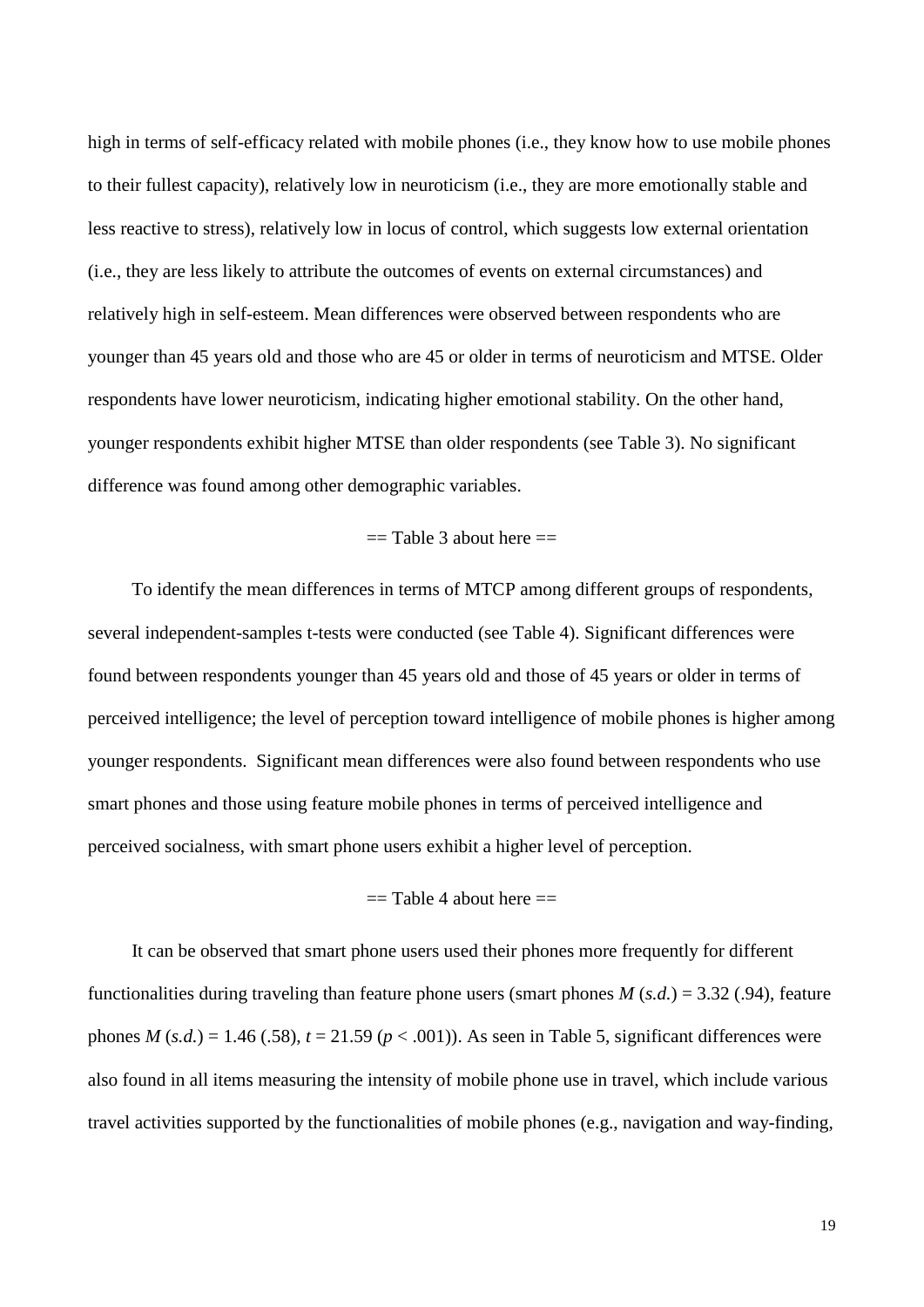high in terms of self-efficacy related with mobile phones (i.e., they know how to use mobile phones to their fullest capacity), relatively low in neuroticism (i.e., they are more emotionally stable and less reactive to stress), relatively low in locus of control, which suggests low external orientation (i.e., they are less likely to attribute the outcomes of events on external circumstances) and relatively high in self-esteem. Mean differences were observed between respondents who are younger than 45 years old and those who are 45 or older in terms of neuroticism and MTSE. Older respondents have lower neuroticism, indicating higher emotional stability. On the other hand, younger respondents exhibit higher MTSE than older respondents (see Table 3). No significant difference was found among other demographic variables.

== Table 3 about here ==

To identify the mean differences in terms of MTCP among different groups of respondents, several independent-samples t-tests were conducted (see Table 4). Significant differences were found between respondents younger than 45 years old and those of 45 years or older in terms of perceived intelligence; the level of perception toward intelligence of mobile phones is higher among younger respondents. Significant mean differences were also found between respondents who use smart phones and those using feature mobile phones in terms of perceived intelligence and perceived socialness, with smart phone users exhibit a higher level of perception.

== Table 4 about here ==

It can be observed that smart phone users used their phones more frequently for different functionalities during traveling than feature phone users (smart phones $M$ ($s.d.$) = 3.32 (.94), feature phones $M$ ($s.d.$) = 1.46 (.58), $t = 21.59$ ($p < .001$)). As seen in Table 5, significant differences were also found in all items measuring the intensity of mobile phone use in travel, which include various travel activities supported by the functionalities of mobile phones (e.g., navigation and way-finding,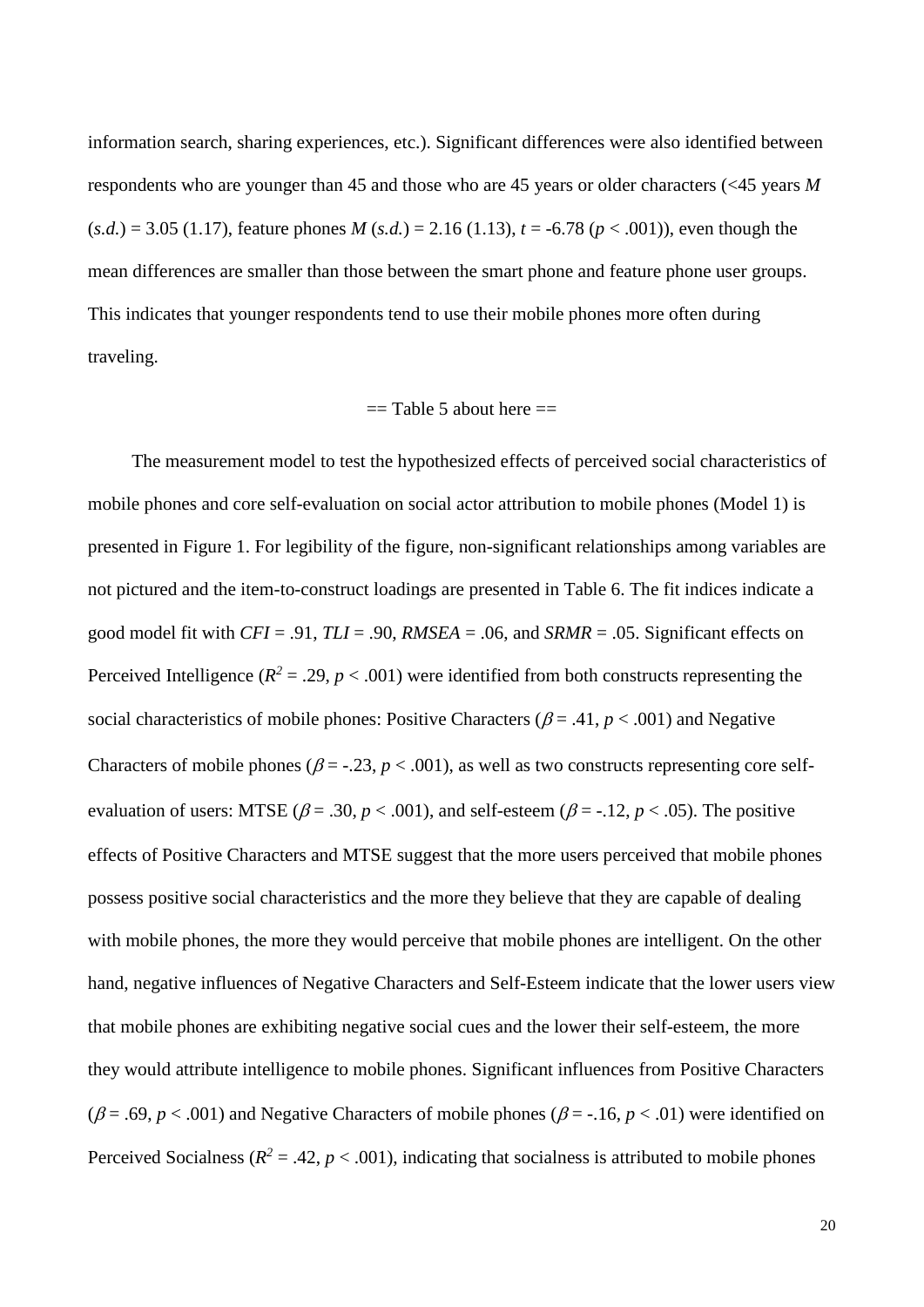information search, sharing experiences, etc.). Significant differences were also identified between respondents who are younger than 45 and those who are 45 years or older characters (<45 years *M* (*s.d.*) = 3.05 (1.17), feature phones *M* (*s.d.*) = 2.16 (1.13), $t = -6.78$ ($p < .001$)), even though the mean differences are smaller than those between the smart phone and feature phone user groups. This indicates that younger respondents tend to use their mobile phones more often during traveling.

== Table 5 about here ==

The measurement model to test the hypothesized effects of perceived social characteristics of mobile phones and core self-evaluation on social actor attribution to mobile phones (Model 1) is presented in Figure 1. For legibility of the figure, non-significant relationships among variables are not pictured and the item-to-construct loadings are presented in Table 6. The fit indices indicate a good model fit with $CFI = .91$, $TLI = .90$, $RMSEA = .06$, and $SRMR = .05$. Significant effects on Perceived Intelligence ($R^2 = .29$, $p < .001$) were identified from both constructs representing the social characteristics of mobile phones: Positive Characters ($\beta = .41$, $p < .001$) and Negative Characters of mobile phones ($\beta = -.23$, $p < .001$), as well as two constructs representing core self-evaluation of users: MTSE ($\beta = .30$, $p < .001$), and self-esteem ($\beta = -.12$, $p < .05$). The positive effects of Positive Characters and MTSE suggest that the more users perceived that mobile phones possess positive social characteristics and the more they believe that they are capable of dealing with mobile phones, the more they would perceive that mobile phones are intelligent. On the other hand, negative influences of Negative Characters and Self-Esteem indicate that the lower users view that mobile phones are exhibiting negative social cues and the lower their self-esteem, the more they would attribute intelligence to mobile phones. Significant influences from Positive Characters ($\beta = .69$, $p < .001$) and Negative Characters of mobile phones ($\beta = -.16$, $p < .01$) were identified on Perceived Socialness ($R^2 = .42$, $p < .001$), indicating that socialness is attributed to mobile phones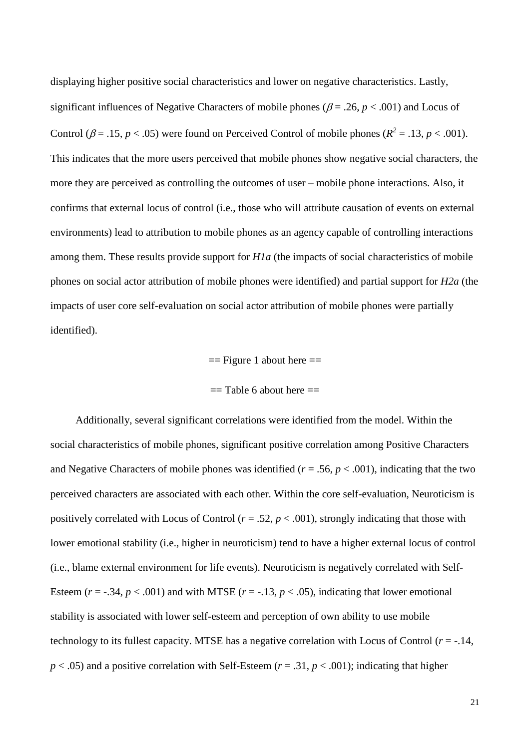displaying higher positive social characteristics and lower on negative characteristics. Lastly, significant influences of Negative Characters of mobile phones ($\beta$ = .26, $p$ < .001) and Locus of Control ($\beta$ = .15, $p$ < .05) were found on Perceived Control of mobile phones ($R^2$ = .13, $p$ < .001). This indicates that the more users perceived that mobile phones show negative social characters, the more they are perceived as controlling the outcomes of user – mobile phone interactions. Also, it confirms that external locus of control (i.e., those who will attribute causation of events on external environments) lead to attribution to mobile phones as an agency capable of controlling interactions among them. These results provide support for *H1a* (the impacts of social characteristics of mobile phones on social actor attribution of mobile phones were identified) and partial support for *H2a* (the impacts of user core self-evaluation on social actor attribution of mobile phones were partially identified).

== Figure 1 about here ==

== Table 6 about here ==

Additionally, several significant correlations were identified from the model. Within the social characteristics of mobile phones, significant positive correlation among Positive Characters and Negative Characters of mobile phones was identified ($r$ = .56, $p$ < .001), indicating that the two perceived characters are associated with each other. Within the core self-evaluation, Neuroticism is positively correlated with Locus of Control ($r$ = .52, $p$ < .001), strongly indicating that those with lower emotional stability (i.e., higher in neuroticism) tend to have a higher external locus of control (i.e., blame external environment for life events). Neuroticism is negatively correlated with Self-Esteem ($r$ = -.34, $p$ < .001) and with MTSE ($r$ = -.13, $p$ < .05), indicating that lower emotional stability is associated with lower self-esteem and perception of own ability to use mobile technology to its fullest capacity. MTSE has a negative correlation with Locus of Control ($r$ = -.14, $p$ < .05) and a positive correlation with Self-Esteem ($r$ = .31, $p$ < .001); indicating that higher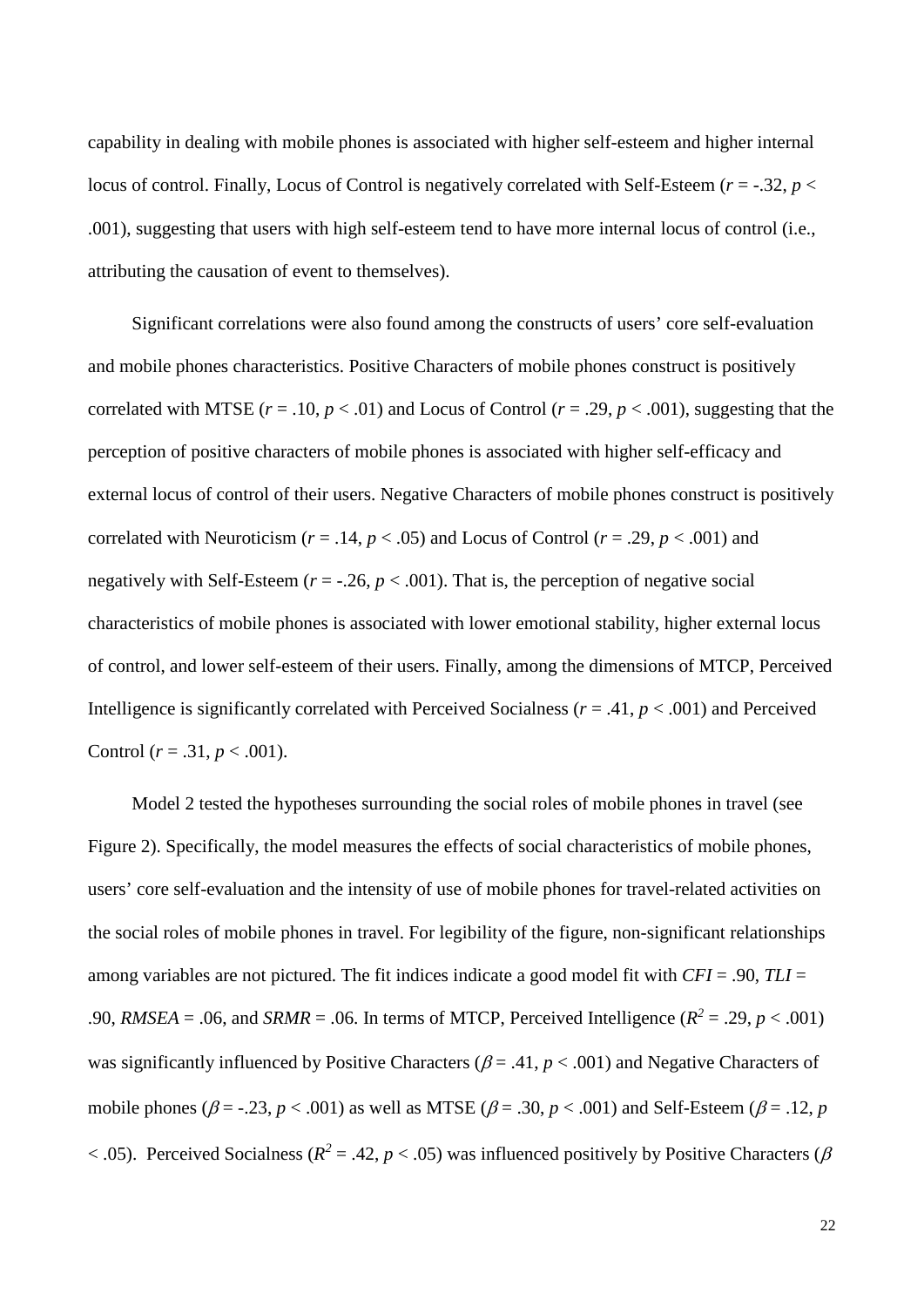capability in dealing with mobile phones is associated with higher self-esteem and higher internal locus of control. Finally, Locus of Control is negatively correlated with Self-Esteem ($r$ = -.32, $p$ < .001), suggesting that users with high self-esteem tend to have more internal locus of control (i.e., attributing the causation of event to themselves).

Significant correlations were also found among the constructs of users' core self-evaluation and mobile phones characteristics. Positive Characters of mobile phones construct is positively correlated with MTSE ($r$ = .10, $p$ < .01) and Locus of Control ($r$ = .29, $p$ < .001), suggesting that the perception of positive characters of mobile phones is associated with higher self-efficacy and external locus of control of their users. Negative Characters of mobile phones construct is positively correlated with Neuroticism ($r$ = .14, $p$ < .05) and Locus of Control ($r$ = .29, $p$ < .001) and negatively with Self-Esteem ($r$ = -.26, $p$ < .001). That is, the perception of negative social characteristics of mobile phones is associated with lower emotional stability, higher external locus of control, and lower self-esteem of their users. Finally, among the dimensions of MTCP, Perceived Intelligence is significantly correlated with Perceived Socialness ($r$ = .41, $p$ < .001) and Perceived Control ($r$ = .31, $p$ < .001).

Model 2 tested the hypotheses surrounding the social roles of mobile phones in travel (see Figure 2). Specifically, the model measures the effects of social characteristics of mobile phones, users' core self-evaluation and the intensity of use of mobile phones for travel-related activities on the social roles of mobile phones in travel. For legibility of the figure, non-significant relationships among variables are not pictured. The fit indices indicate a good model fit with $CFI$ = .90, $TLI$ = .90, $RMSEA$ = .06, and $SRMR$ = .06. In terms of MTCP, Perceived Intelligence ($R^2$ = .29, $p$ < .001) was significantly influenced by Positive Characters ($\beta$ = .41, $p$ < .001) and Negative Characters of mobile phones ($\beta$ = -.23, $p$ < .001) as well as MTSE ($\beta$ = .30, $p$ < .001) and Self-Esteem ($\beta$ = .12, $p$ < .05). Perceived Socialness ($R^2$ = .42, $p$ < .05) was influenced positively by Positive Characters ($\beta$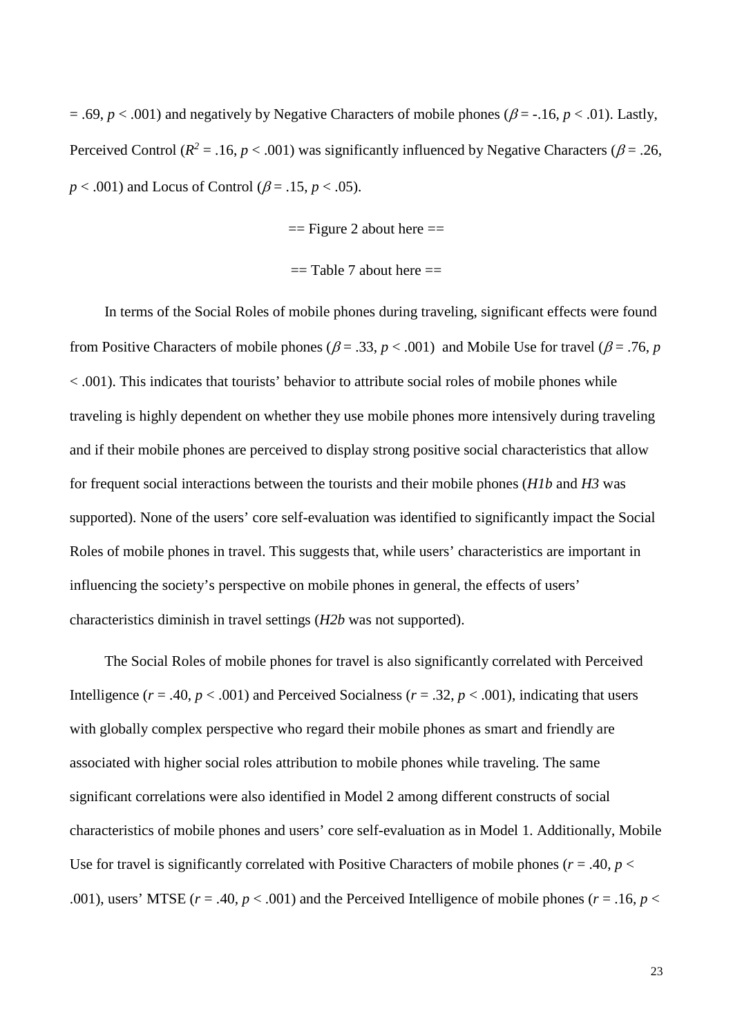= .69, $p < .001$) and negatively by Negative Characters of mobile phones ($\beta = -.16$, $p < .01$). Lastly, Perceived Control ($R^2 = .16$, $p < .001$) was significantly influenced by Negative Characters ($\beta = .26$, $p < .001$) and Locus of Control ($\beta = .15$, $p < .05$).

== Figure 2 about here ==

== Table 7 about here ==

In terms of the Social Roles of mobile phones during traveling, significant effects were found from Positive Characters of mobile phones ($\beta = .33$, $p < .001$) and Mobile Use for travel ($\beta = .76$, $p < .001$). This indicates that tourists' behavior to attribute social roles of mobile phones while traveling is highly dependent on whether they use mobile phones more intensively during traveling and if their mobile phones are perceived to display strong positive social characteristics that allow for frequent social interactions between the tourists and their mobile phones (*H1b* and *H3* was supported). None of the users' core self-evaluation was identified to significantly impact the Social Roles of mobile phones in travel. This suggests that, while users' characteristics are important in influencing the society's perspective on mobile phones in general, the effects of users' characteristics diminish in travel settings (*H2b* was not supported).

The Social Roles of mobile phones for travel is also significantly correlated with Perceived Intelligence ($r = .40$, $p < .001$) and Perceived Socialness ($r = .32$, $p < .001$), indicating that users with globally complex perspective who regard their mobile phones as smart and friendly are associated with higher social roles attribution to mobile phones while traveling. The same significant correlations were also identified in Model 2 among different constructs of social characteristics of mobile phones and users' core self-evaluation as in Model 1. Additionally, Mobile Use for travel is significantly correlated with Positive Characters of mobile phones ($r = .40$, $p < .001$), users' MTSE ($r = .40$, $p < .001$) and the Perceived Intelligence of mobile phones ($r = .16$, $p <$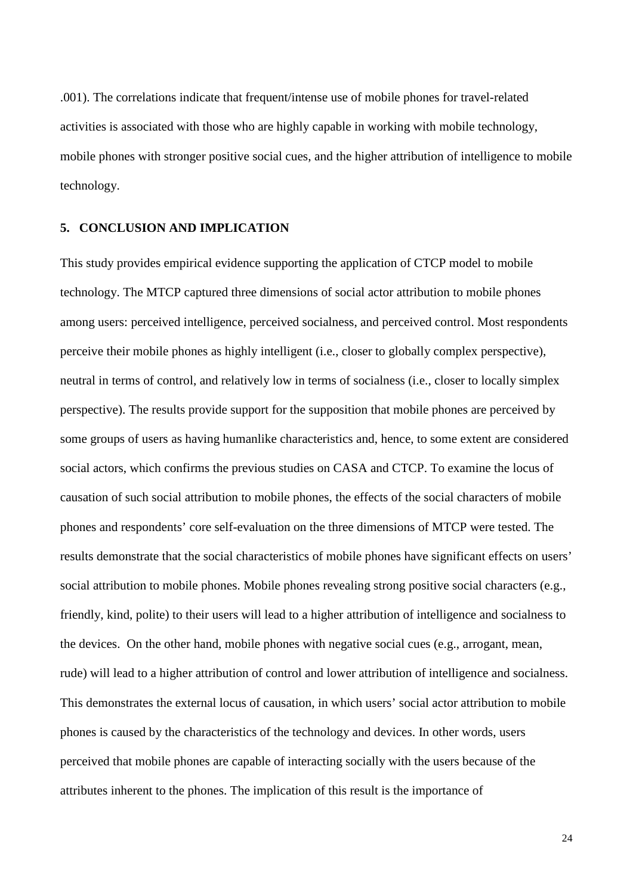.001). The correlations indicate that frequent/intense use of mobile phones for travel-related activities is associated with those who are highly capable in working with mobile technology, mobile phones with stronger positive social cues, and the higher attribution of intelligence to mobile technology.

## 5. CONCLUSION AND IMPLICATION

This study provides empirical evidence supporting the application of CTCP model to mobile technology. The MTCP captured three dimensions of social actor attribution to mobile phones among users: perceived intelligence, perceived socialness, and perceived control. Most respondents perceive their mobile phones as highly intelligent (i.e., closer to globally complex perspective), neutral in terms of control, and relatively low in terms of socialness (i.e., closer to locally simplex perspective). The results provide support for the supposition that mobile phones are perceived by some groups of users as having humanlike characteristics and, hence, to some extent are considered social actors, which confirms the previous studies on CASA and CTCP. To examine the locus of causation of such social attribution to mobile phones, the effects of the social characters of mobile phones and respondents' core self-evaluation on the three dimensions of MTCP were tested. The results demonstrate that the social characteristics of mobile phones have significant effects on users' social attribution to mobile phones. Mobile phones revealing strong positive social characters (e.g., friendly, kind, polite) to their users will lead to a higher attribution of intelligence and socialness to the devices. On the other hand, mobile phones with negative social cues (e.g., arrogant, mean, rude) will lead to a higher attribution of control and lower attribution of intelligence and socialness. This demonstrates the external locus of causation, in which users' social actor attribution to mobile phones is caused by the characteristics of the technology and devices. In other words, users perceived that mobile phones are capable of interacting socially with the users because of the attributes inherent to the phones. The implication of this result is the importance of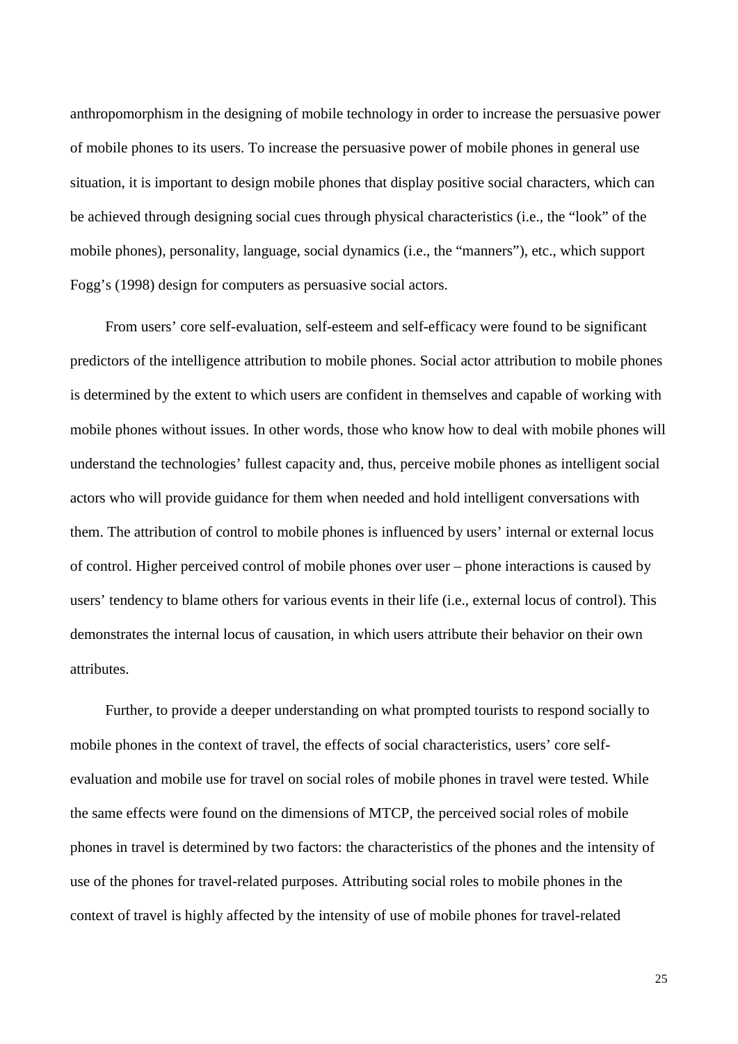anthropomorphism in the designing of mobile technology in order to increase the persuasive power of mobile phones to its users. To increase the persuasive power of mobile phones in general use situation, it is important to design mobile phones that display positive social characters, which can be achieved through designing social cues through physical characteristics (i.e., the "look" of the mobile phones), personality, language, social dynamics (i.e., the "manners"), etc., which support Fogg's (1998) design for computers as persuasive social actors.

From users' core self-evaluation, self-esteem and self-efficacy were found to be significant predictors of the intelligence attribution to mobile phones. Social actor attribution to mobile phones is determined by the extent to which users are confident in themselves and capable of working with mobile phones without issues. In other words, those who know how to deal with mobile phones will understand the technologies' fullest capacity and, thus, perceive mobile phones as intelligent social actors who will provide guidance for them when needed and hold intelligent conversations with them. The attribution of control to mobile phones is influenced by users' internal or external locus of control. Higher perceived control of mobile phones over user – phone interactions is caused by users' tendency to blame others for various events in their life (i.e., external locus of control). This demonstrates the internal locus of causation, in which users attribute their behavior on their own attributes.

Further, to provide a deeper understanding on what prompted tourists to respond socially to mobile phones in the context of travel, the effects of social characteristics, users' core self-evaluation and mobile use for travel on social roles of mobile phones in travel were tested. While the same effects were found on the dimensions of MTCP, the perceived social roles of mobile phones in travel is determined by two factors: the characteristics of the phones and the intensity of use of the phones for travel-related purposes. Attributing social roles to mobile phones in the context of travel is highly affected by the intensity of use of mobile phones for travel-related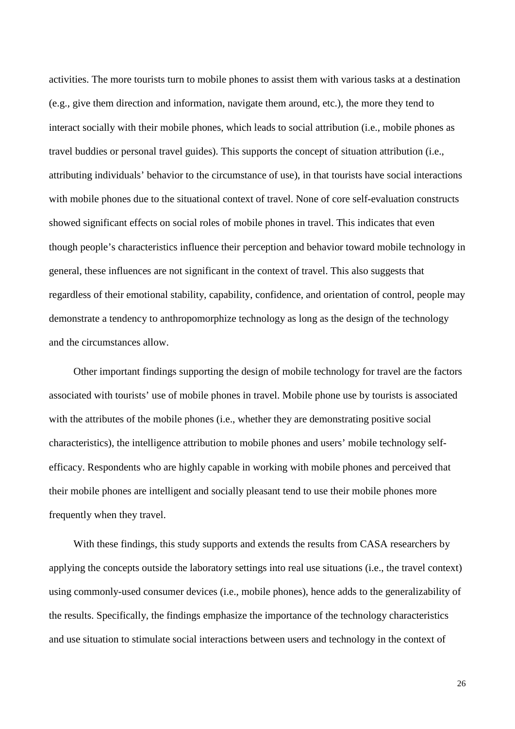activities. The more tourists turn to mobile phones to assist them with various tasks at a destination (e.g., give them direction and information, navigate them around, etc.), the more they tend to interact socially with their mobile phones, which leads to social attribution (i.e., mobile phones as travel buddies or personal travel guides). This supports the concept of situation attribution (i.e., attributing individuals' behavior to the circumstance of use), in that tourists have social interactions with mobile phones due to the situational context of travel. None of core self-evaluation constructs showed significant effects on social roles of mobile phones in travel. This indicates that even though people's characteristics influence their perception and behavior toward mobile technology in general, these influences are not significant in the context of travel. This also suggests that regardless of their emotional stability, capability, confidence, and orientation of control, people may demonstrate a tendency to anthropomorphize technology as long as the design of the technology and the circumstances allow.

Other important findings supporting the design of mobile technology for travel are the factors associated with tourists' use of mobile phones in travel. Mobile phone use by tourists is associated with the attributes of the mobile phones (i.e., whether they are demonstrating positive social characteristics), the intelligence attribution to mobile phones and users' mobile technology self-efficacy. Respondents who are highly capable in working with mobile phones and perceived that their mobile phones are intelligent and socially pleasant tend to use their mobile phones more frequently when they travel.

With these findings, this study supports and extends the results from CASA researchers by applying the concepts outside the laboratory settings into real use situations (i.e., the travel context) using commonly-used consumer devices (i.e., mobile phones), hence adds to the generalizability of the results. Specifically, the findings emphasize the importance of the technology characteristics and use situation to stimulate social interactions between users and technology in the context of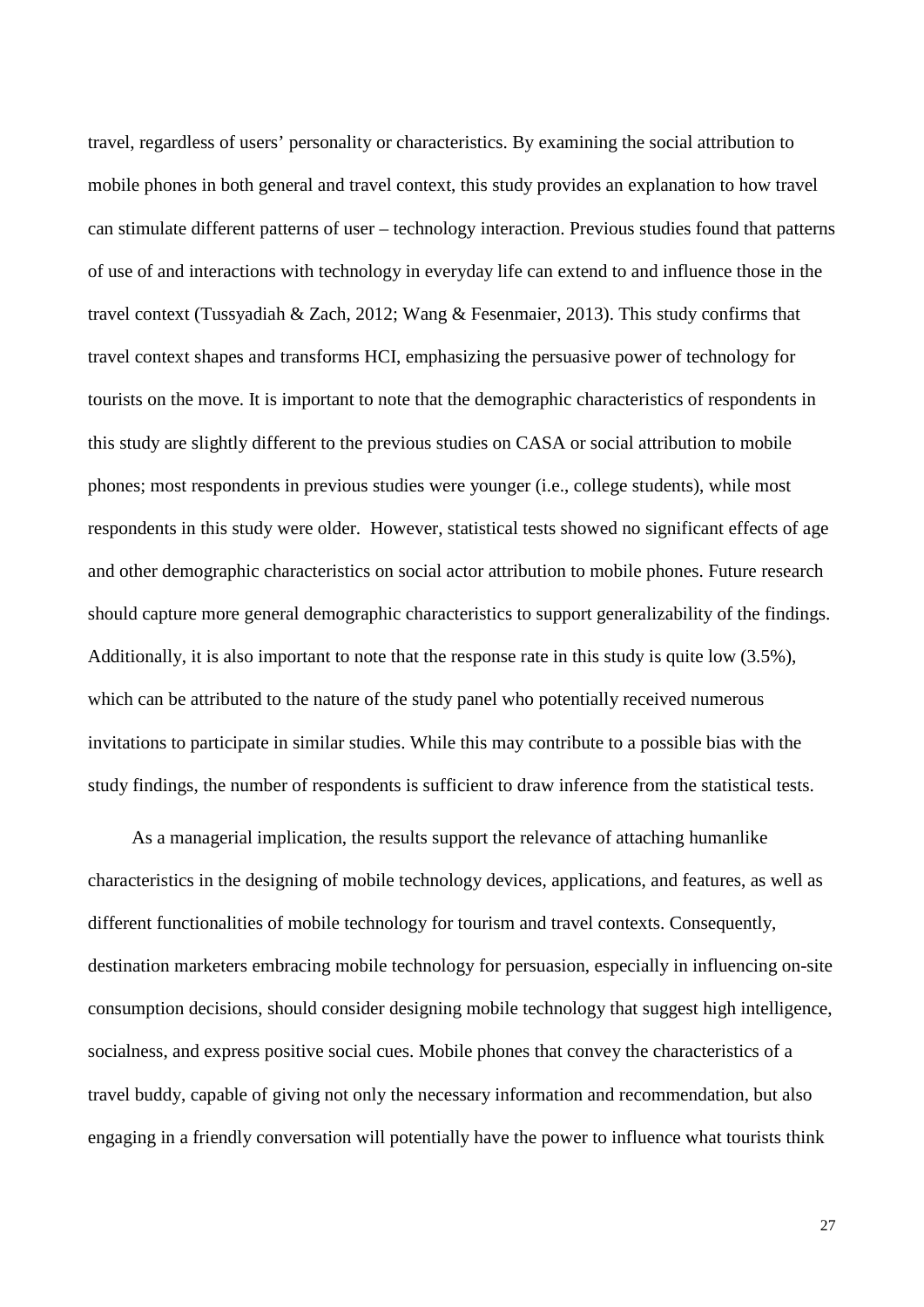travel, regardless of users' personality or characteristics. By examining the social attribution to mobile phones in both general and travel context, this study provides an explanation to how travel can stimulate different patterns of user – technology interaction. Previous studies found that patterns of use of and interactions with technology in everyday life can extend to and influence those in the travel context (Tussyadiah & Zach, 2012; Wang & Fesenmaier, 2013). This study confirms that travel context shapes and transforms HCI, emphasizing the persuasive power of technology for tourists on the move. It is important to note that the demographic characteristics of respondents in this study are slightly different to the previous studies on CASA or social attribution to mobile phones; most respondents in previous studies were younger (i.e., college students), while most respondents in this study were older. However, statistical tests showed no significant effects of age and other demographic characteristics on social actor attribution to mobile phones. Future research should capture more general demographic characteristics to support generalizability of the findings. Additionally, it is also important to note that the response rate in this study is quite low (3.5%), which can be attributed to the nature of the study panel who potentially received numerous invitations to participate in similar studies. While this may contribute to a possible bias with the study findings, the number of respondents is sufficient to draw inference from the statistical tests.

As a managerial implication, the results support the relevance of attaching humanlike characteristics in the designing of mobile technology devices, applications, and features, as well as different functionalities of mobile technology for tourism and travel contexts. Consequently, destination marketers embracing mobile technology for persuasion, especially in influencing on-site consumption decisions, should consider designing mobile technology that suggest high intelligence, socialness, and express positive social cues. Mobile phones that convey the characteristics of a travel buddy, capable of giving not only the necessary information and recommendation, but also engaging in a friendly conversation will potentially have the power to influence what tourists think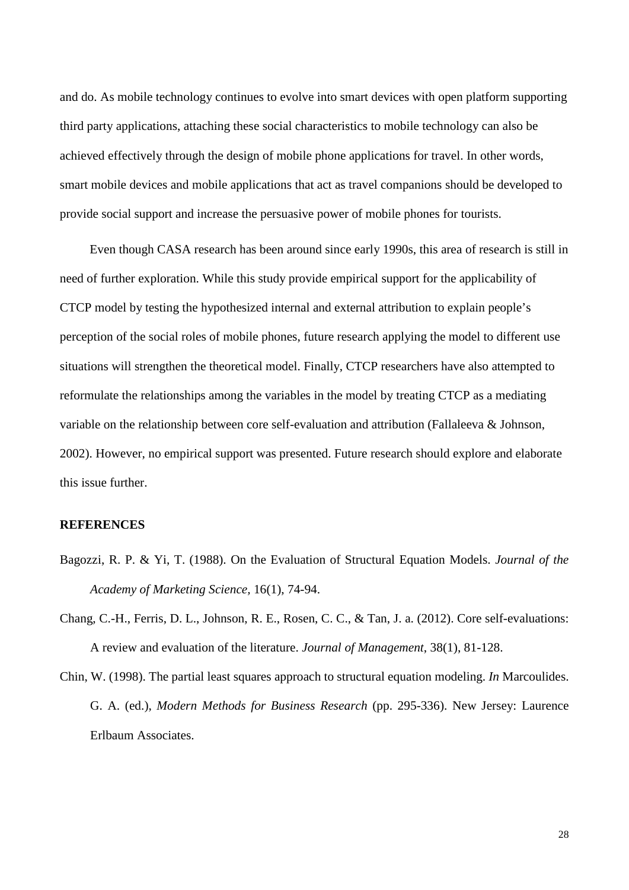and do. As mobile technology continues to evolve into smart devices with open platform supporting third party applications, attaching these social characteristics to mobile technology can also be achieved effectively through the design of mobile phone applications for travel. In other words, smart mobile devices and mobile applications that act as travel companions should be developed to provide social support and increase the persuasive power of mobile phones for tourists.

Even though CASA research has been around since early 1990s, this area of research is still in need of further exploration. While this study provide empirical support for the applicability of CTCP model by testing the hypothesized internal and external attribution to explain people's perception of the social roles of mobile phones, future research applying the model to different use situations will strengthen the theoretical model. Finally, CTCP researchers have also attempted to reformulate the relationships among the variables in the model by treating CTCP as a mediating variable on the relationship between core self-evaluation and attribution (Fallaleeva & Johnson, 2002). However, no empirical support was presented. Future research should explore and elaborate this issue further.

## REFERENCES

Bagozzi, R. P. & Yi, T. (1988). On the Evaluation of Structural Equation Models. *Journal of the Academy of Marketing Science,* 16(1), 74-94.

Chang, C.-H., Ferris, D. L., Johnson, R. E., Rosen, C. C., & Tan, J. a. (2012). Core self-evaluations: A review and evaluation of the literature. *Journal of Management*, 38(1), 81-128.

Chin, W. (1998). The partial least squares approach to structural equation modeling. *In* Marcoulides. G. A. (ed.), *Modern Methods for Business Research* (pp. 295-336). New Jersey: Laurence Erlbaum Associates.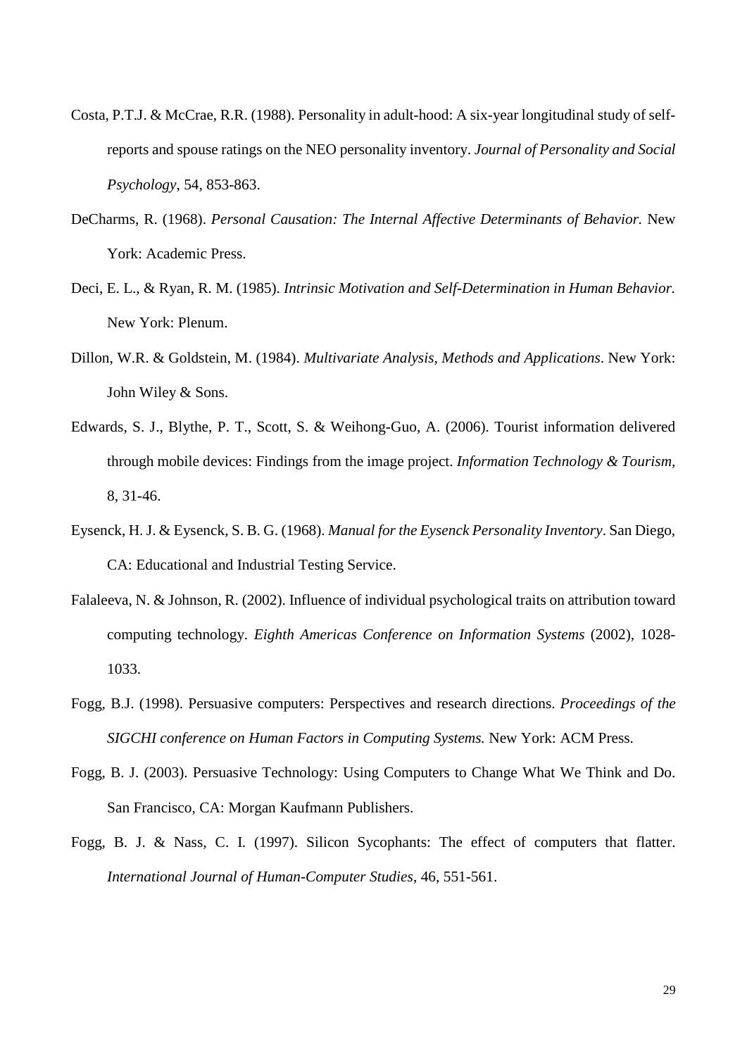Costa, P.T.J. & McCrae, R.R. (1988). Personality in adult-hood: A six-year longitudinal study of self-reports and spouse ratings on the NEO personality inventory. *Journal of Personality and Social Psychology*, 54, 853-863.

DeCharms, R. (1968). *Personal Causation: The Internal Affective Determinants of Behavior.* New York: Academic Press.

Deci, E. L., & Ryan, R. M. (1985). *Intrinsic Motivation and Self-Determination in Human Behavior.* New York: Plenum.

Dillon, W.R. & Goldstein, M. (1984). *Multivariate Analysis, Methods and Applications*. New York: John Wiley & Sons.

Edwards, S. J., Blythe, P. T., Scott, S. & Weihong-Guo, A. (2006). Tourist information delivered through mobile devices: Findings from the image project. *Information Technology & Tourism,* 8, 31-46.

Eysenck, H. J. & Eysenck, S. B. G. (1968). *Manual for the Eysenck Personality Inventory*. San Diego, CA: Educational and Industrial Testing Service.

Falaleeva, N. & Johnson, R. (2002). Influence of individual psychological traits on attribution toward computing technology. *Eighth Americas Conference on Information Systems* (2002), 1028-1033.

Fogg, B.J. (1998). Persuasive computers: Perspectives and research directions. *Proceedings of the SIGCHI conference on Human Factors in Computing Systems.* New York: ACM Press.

Fogg, B. J. (2003). Persuasive Technology: Using Computers to Change What We Think and Do. San Francisco, CA: Morgan Kaufmann Publishers.

Fogg, B. J. & Nass, C. I. (1997). Silicon Sycophants: The effect of computers that flatter. *International Journal of Human-Computer Studies*, 46, 551-561.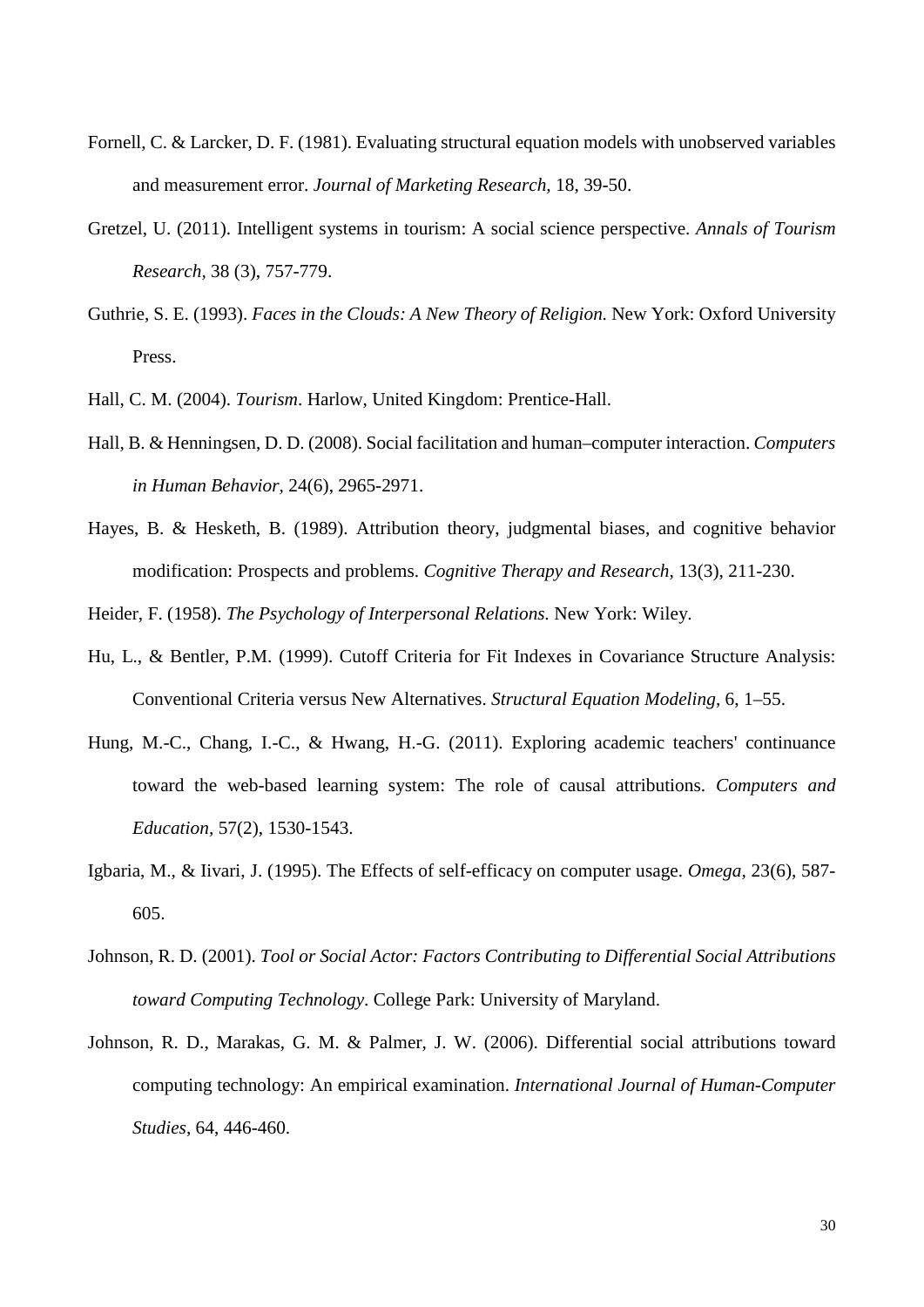Fornell, C. & Larcker, D. F. (1981). Evaluating structural equation models with unobserved variables and measurement error. *Journal of Marketing Research*, 18, 39-50.

Gretzel, U. (2011). Intelligent systems in tourism: A social science perspective. *Annals of Tourism Research*, 38 (3), 757-779.

Guthrie, S. E. (1993). *Faces in the Clouds: A New Theory of Religion.* New York: Oxford University Press.

Hall, C. M. (2004). *Tourism*. Harlow, United Kingdom: Prentice-Hall.

Hall, B. & Henningsen, D. D. (2008). Social facilitation and human–computer interaction. *Computers in Human Behavior*, 24(6), 2965-2971.

Hayes, B. & Hesketh, B. (1989). Attribution theory, judgmental biases, and cognitive behavior modification: Prospects and problems. *Cognitive Therapy and Research*, 13(3), 211-230.

Heider, F. (1958). *The Psychology of Interpersonal Relations.* New York: Wiley.

Hu, L., & Bentler, P.M. (1999). Cutoff Criteria for Fit Indexes in Covariance Structure Analysis: Conventional Criteria versus New Alternatives. *Structural Equation Modeling,* 6, 1–55.

Hung, M.-C., Chang, I.-C., & Hwang, H.-G. (2011). Exploring academic teachers' continuance toward the web-based learning system: The role of causal attributions. *Computers and Education*, 57(2), 1530-1543.

Igbaria, M., & Iivari, J. (1995). The Effects of self-efficacy on computer usage. *Omega*, 23(6), 587-605.

Johnson, R. D. (2001). *Tool or Social Actor: Factors Contributing to Differential Social Attributions toward Computing Technology*. College Park: University of Maryland.

Johnson, R. D., Marakas, G. M. & Palmer, J. W. (2006). Differential social attributions toward computing technology: An empirical examination. *International Journal of Human-Computer Studies*, 64, 446-460.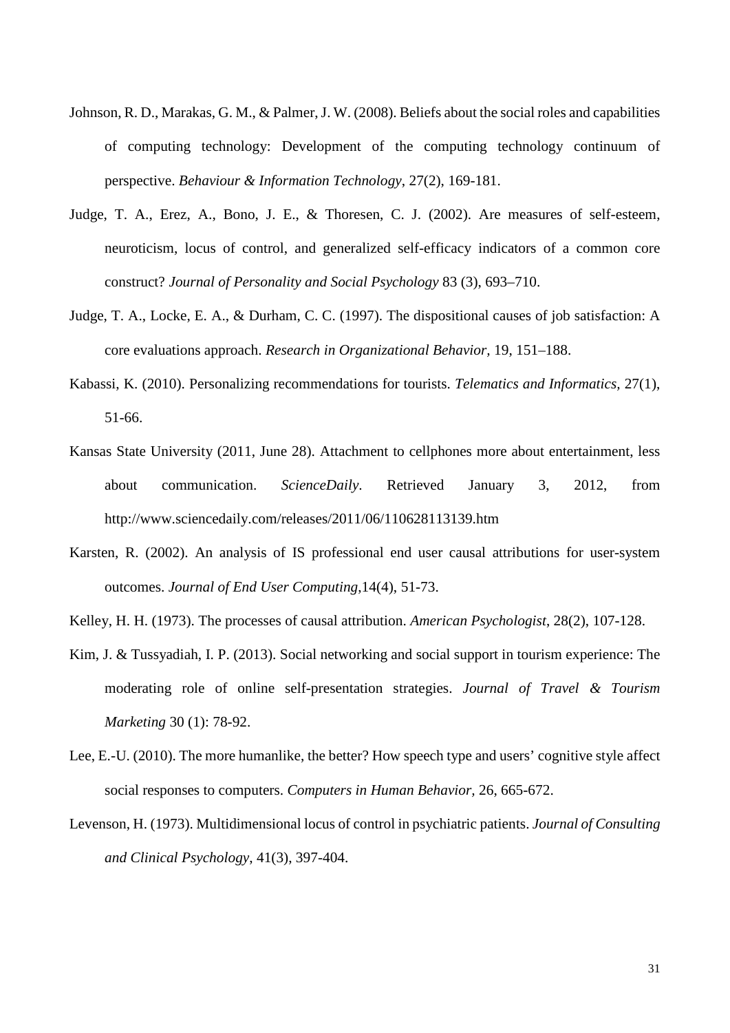Johnson, R. D., Marakas, G. M., & Palmer, J. W. (2008). Beliefs about the social roles and capabilities of computing technology: Development of the computing technology continuum of perspective. *Behaviour & Information Technology*, 27(2), 169-181.

Judge, T. A., Erez, A., Bono, J. E., & Thoresen, C. J. (2002). Are measures of self-esteem, neuroticism, locus of control, and generalized self-efficacy indicators of a common core construct? *Journal of Personality and Social Psychology* 83 (3), 693–710.

Judge, T. A., Locke, E. A., & Durham, C. C. (1997). The dispositional causes of job satisfaction: A core evaluations approach. *Research in Organizational Behavior*, 19, 151–188.

Kabassi, K. (2010). Personalizing recommendations for tourists. *Telematics and Informatics*, 27(1), 51-66.

Kansas State University (2011, June 28). Attachment to cellphones more about entertainment, less about communication. *ScienceDaily*. Retrieved January 3, 2012, from http://www.sciencedaily.com/releases/2011/06/110628113139.htm

Karsten, R. (2002). An analysis of IS professional end user causal attributions for user-system outcomes. *Journal of End User Computing*,14(4), 51-73.

Kelley, H. H. (1973). The processes of causal attribution. *American Psychologist*, 28(2), 107-128.

Kim, J. & Tussyadiah, I. P. (2013). Social networking and social support in tourism experience: The moderating role of online self-presentation strategies. *Journal of Travel & Tourism Marketing* 30 (1): 78-92.

Lee, E.-U. (2010). The more humanlike, the better? How speech type and users' cognitive style affect social responses to computers. *Computers in Human Behavior*, 26, 665-672.

Levenson, H. (1973). Multidimensional locus of control in psychiatric patients. *Journal of Consulting and Clinical Psychology*, 41(3), 397-404.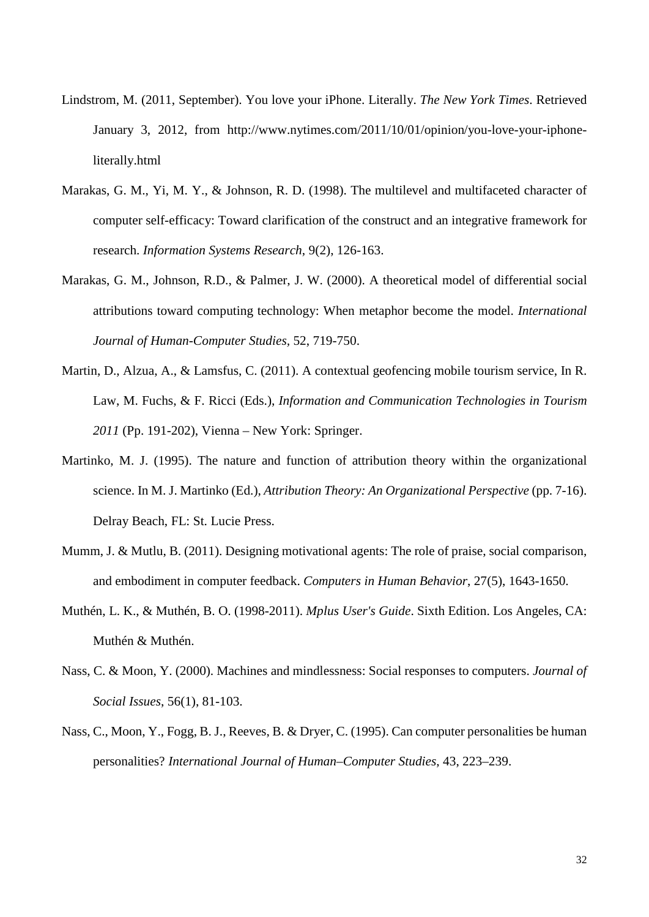Lindstrom, M. (2011, September). You love your iPhone. Literally. *The New York Times*. Retrieved January 3, 2012, from http://www.nytimes.com/2011/10/01/opinion/you-love-your-iphone-literally.html

Marakas, G. M., Yi, M. Y., & Johnson, R. D. (1998). The multilevel and multifaceted character of computer self-efficacy: Toward clarification of the construct and an integrative framework for research. *Information Systems Research*, 9(2), 126-163.

Marakas, G. M., Johnson, R.D., & Palmer, J. W. (2000). A theoretical model of differential social attributions toward computing technology: When metaphor become the model. *International Journal of Human-Computer Studies*, 52, 719-750.

Martin, D., Alzua, A., & Lamsfus, C. (2011). A contextual geofencing mobile tourism service, In R. Law, M. Fuchs, & F. Ricci (Eds.), *Information and Communication Technologies in Tourism 2011* (Pp. 191-202), Vienna – New York: Springer.

Martinko, M. J. (1995). The nature and function of attribution theory within the organizational science. In M. J. Martinko (Ed.), *Attribution Theory: An Organizational Perspective* (pp. 7-16). Delray Beach, FL: St. Lucie Press.

Mumm, J. & Mutlu, B. (2011). Designing motivational agents: The role of praise, social comparison, and embodiment in computer feedback. *Computers in Human Behavior*, 27(5), 1643-1650.

Muthén, L. K., & Muthén, B. O. (1998-2011). *Mplus User's Guide*. Sixth Edition. Los Angeles, CA: Muthén & Muthén.

Nass, C. & Moon, Y. (2000). Machines and mindlessness: Social responses to computers. *Journal of Social Issues*, 56(1), 81-103.

Nass, C., Moon, Y., Fogg, B. J., Reeves, B. & Dryer, C. (1995). Can computer personalities be human personalities? *International Journal of Human–Computer Studies*, 43, 223–239.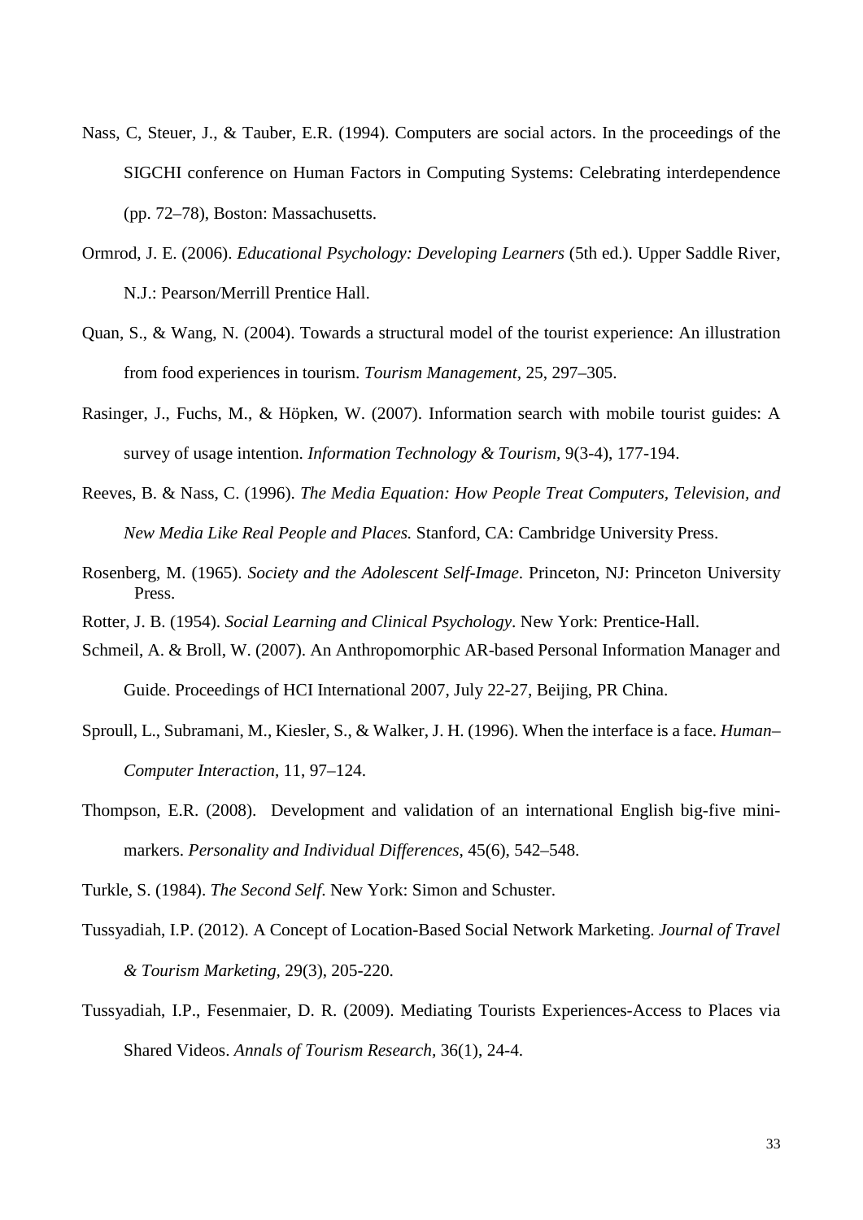Nass, C, Steuer, J., & Tauber, E.R. (1994). Computers are social actors. In the proceedings of the SIGCHI conference on Human Factors in Computing Systems: Celebrating interdependence (pp. 72–78), Boston: Massachusetts.

Ormrod, J. E. (2006). *Educational Psychology: Developing Learners* (5th ed.). Upper Saddle River, N.J.: Pearson/Merrill Prentice Hall.

Quan, S., & Wang, N. (2004). Towards a structural model of the tourist experience: An illustration from food experiences in tourism. *Tourism Management*, 25, 297–305.

Rasinger, J., Fuchs, M., & Höpken, W. (2007). Information search with mobile tourist guides: A survey of usage intention. *Information Technology & Tourism*, 9(3-4), 177-194.

Reeves, B. & Nass, C. (1996). *The Media Equation: How People Treat Computers, Television, and New Media Like Real People and Places.* Stanford, CA: Cambridge University Press.

Rosenberg, M. (1965). *Society and the Adolescent Self-Image*. Princeton, NJ: Princeton University Press.

Rotter, J. B. (1954). *Social Learning and Clinical Psychology*. New York: Prentice-Hall.

Schmeil, A. & Broll, W. (2007). An Anthropomorphic AR-based Personal Information Manager and Guide. Proceedings of HCI International 2007, July 22-27, Beijing, PR China.

Sproull, L., Subramani, M., Kiesler, S., & Walker, J. H. (1996). When the interface is a face. *Human–Computer Interaction*, 11, 97–124.

Thompson, E.R. (2008). Development and validation of an international English big-five mini-markers. *Personality and Individual Differences*, 45(6), 542–548.

Turkle, S. (1984). *The Second Self*. New York: Simon and Schuster.

Tussyadiah, I.P. (2012). A Concept of Location-Based Social Network Marketing. *Journal of Travel & Tourism Marketing*, 29(3), 205-220.

Tussyadiah, I.P., Fesenmaier, D. R. (2009). Mediating Tourists Experiences-Access to Places via Shared Videos. *Annals of Tourism Research*, 36(1), 24-4.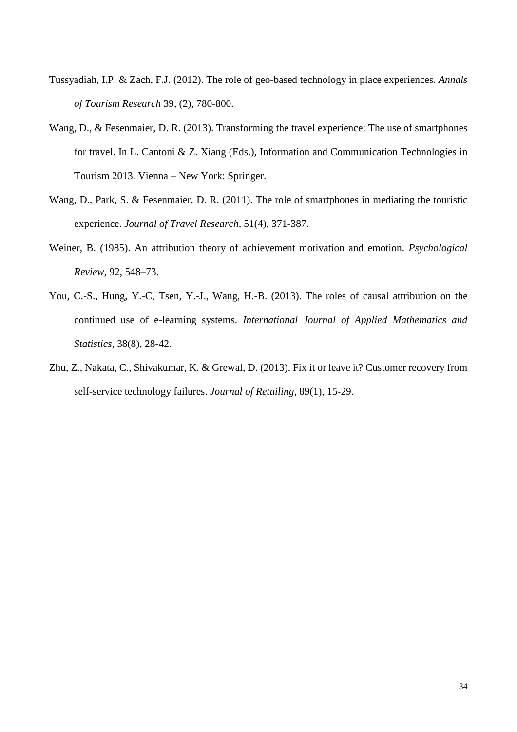Tussyadiah, I.P. & Zach, F.J. (2012). The role of geo-based technology in place experiences. *Annals of Tourism Research* 39, (2), 780-800.

Wang, D., & Fesenmaier, D. R. (2013). Transforming the travel experience: The use of smartphones for travel. In L. Cantoni & Z. Xiang (Eds.), Information and Communication Technologies in Tourism 2013. Vienna – New York: Springer.

Wang, D., Park, S. & Fesenmaier, D. R. (2011). The role of smartphones in mediating the touristic experience. *Journal of Travel Research*, 51(4), 371-387.

Weiner, B. (1985). An attribution theory of achievement motivation and emotion. *Psychological Review*, 92, 548–73.

You, C.-S., Hung, Y.-C, Tsen, Y.-J., Wang, H.-B. (2013). The roles of causal attribution on the continued use of e-learning systems. *International Journal of Applied Mathematics and Statistics*, 38(8), 28-42.

Zhu, Z., Nakata, C., Shivakumar, K. & Grewal, D. (2013). Fix it or leave it? Customer recovery from self-service technology failures. *Journal of Retailing*, 89(1), 15-29.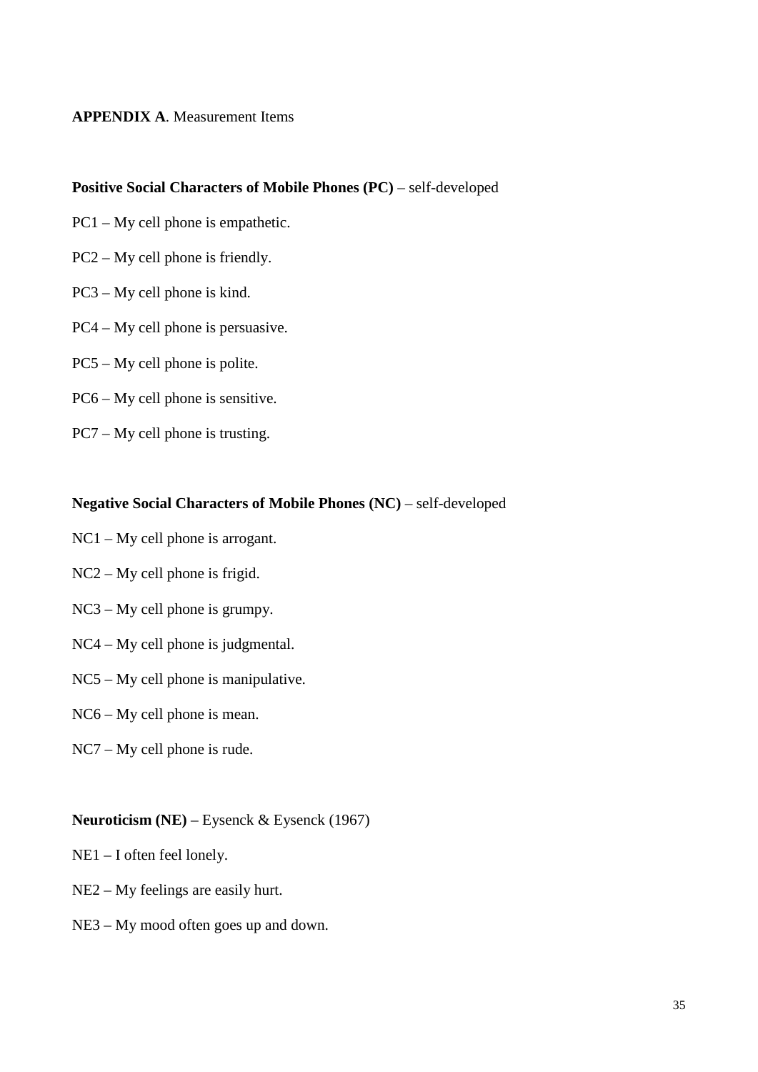**APPENDIX A**. Measurement Items

**Positive Social Characters of Mobile Phones (PC)** – self-developed

PC1 – My cell phone is empathetic.

PC2 – My cell phone is friendly.

PC3 – My cell phone is kind.

PC4 – My cell phone is persuasive.

PC5 – My cell phone is polite.

PC6 – My cell phone is sensitive.

PC7 – My cell phone is trusting.

**Negative Social Characters of Mobile Phones (NC)** – self-developed

NC1 – My cell phone is arrogant.

NC2 – My cell phone is frigid.

NC3 – My cell phone is grumpy.

NC4 – My cell phone is judgmental.

NC5 – My cell phone is manipulative.

NC6 – My cell phone is mean.

NC7 – My cell phone is rude.

**Neuroticism (NE)** – Eysenck & Eysenck (1967)

NE1 – I often feel lonely.

NE2 – My feelings are easily hurt.

NE3 – My mood often goes up and down.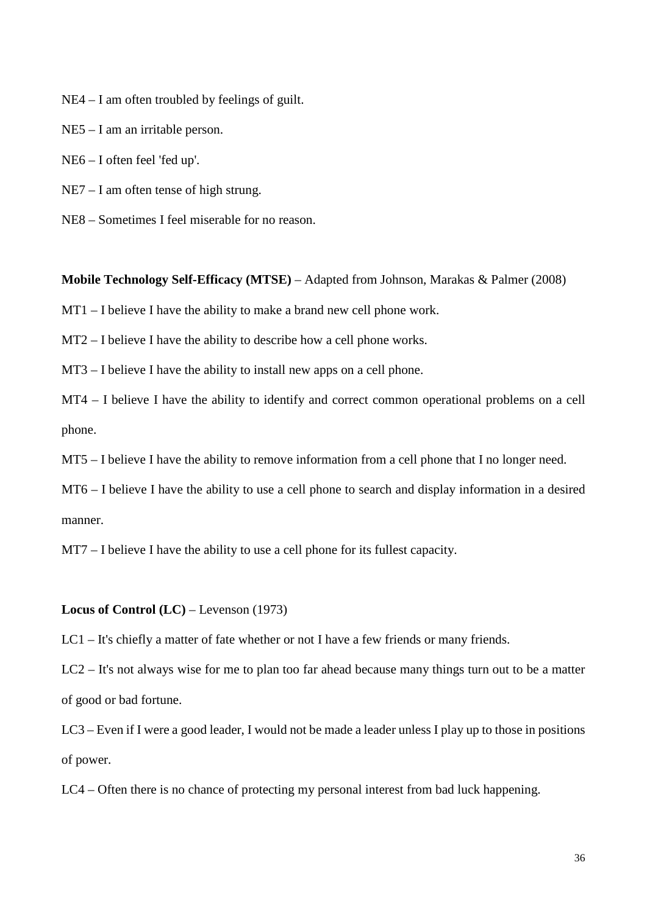NE4 – I am often troubled by feelings of guilt.

NE5 – I am an irritable person.

NE6 – I often feel 'fed up'.

NE7 – I am often tense of high strung.

NE8 – Sometimes I feel miserable for no reason.

**Mobile Technology Self-Efficacy (MTSE)** – Adapted from Johnson, Marakas & Palmer (2008)

MT1 – I believe I have the ability to make a brand new cell phone work.

MT2 – I believe I have the ability to describe how a cell phone works.

MT3 – I believe I have the ability to install new apps on a cell phone.

MT4 – I believe I have the ability to identify and correct common operational problems on a cell phone.

MT5 – I believe I have the ability to remove information from a cell phone that I no longer need.

MT6 – I believe I have the ability to use a cell phone to search and display information in a desired manner.

MT7 – I believe I have the ability to use a cell phone for its fullest capacity.

**Locus of Control (LC)** – Levenson (1973)

LC1 – It's chiefly a matter of fate whether or not I have a few friends or many friends.

LC2 – It's not always wise for me to plan too far ahead because many things turn out to be a matter of good or bad fortune.

LC3 – Even if I were a good leader, I would not be made a leader unless I play up to those in positions of power.

LC4 – Often there is no chance of protecting my personal interest from bad luck happening.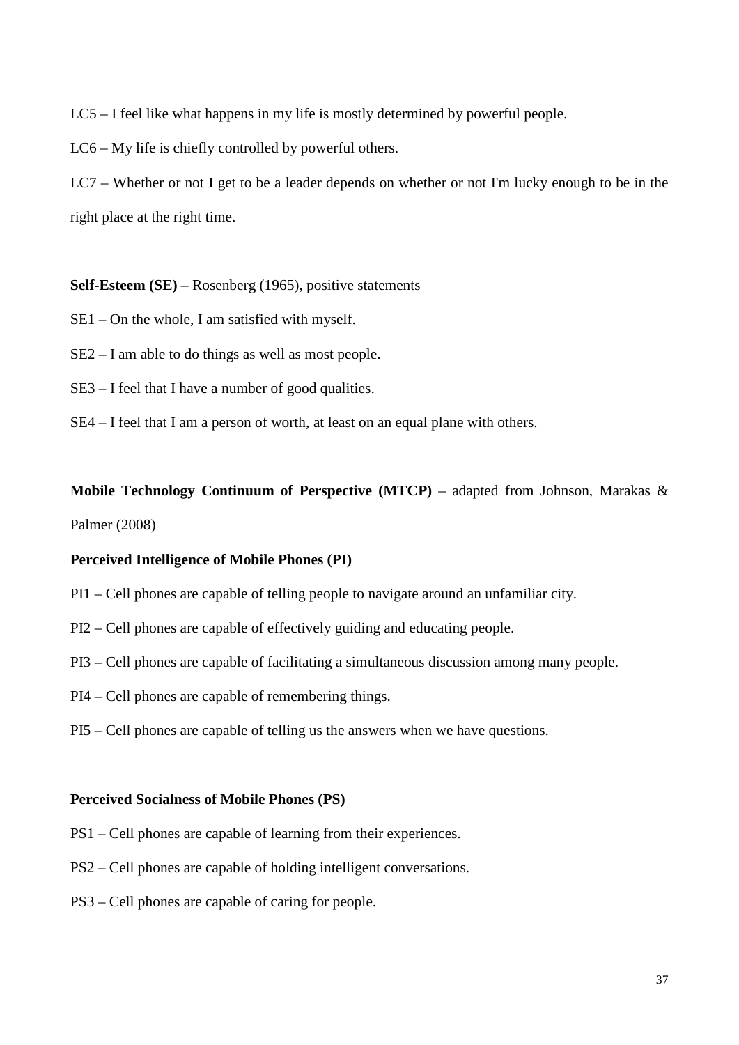LC5 – I feel like what happens in my life is mostly determined by powerful people.

LC6 – My life is chiefly controlled by powerful others.

LC7 – Whether or not I get to be a leader depends on whether or not I'm lucky enough to be in the right place at the right time.

**Self-Esteem (SE)** – Rosenberg (1965), positive statements

SE1 – On the whole, I am satisfied with myself.

SE2 – I am able to do things as well as most people.

SE3 – I feel that I have a number of good qualities.

SE4 – I feel that I am a person of worth, at least on an equal plane with others.

**Mobile Technology Continuum of Perspective (MTCP)** – adapted from Johnson, Marakas & Palmer (2008)

**Perceived Intelligence of Mobile Phones (PI)**

PI1 – Cell phones are capable of telling people to navigate around an unfamiliar city.

PI2 – Cell phones are capable of effectively guiding and educating people.

PI3 – Cell phones are capable of facilitating a simultaneous discussion among many people.

PI4 – Cell phones are capable of remembering things.

PI5 – Cell phones are capable of telling us the answers when we have questions.

**Perceived Socialness of Mobile Phones (PS)**

PS1 – Cell phones are capable of learning from their experiences.

PS2 – Cell phones are capable of holding intelligent conversations.

PS3 – Cell phones are capable of caring for people.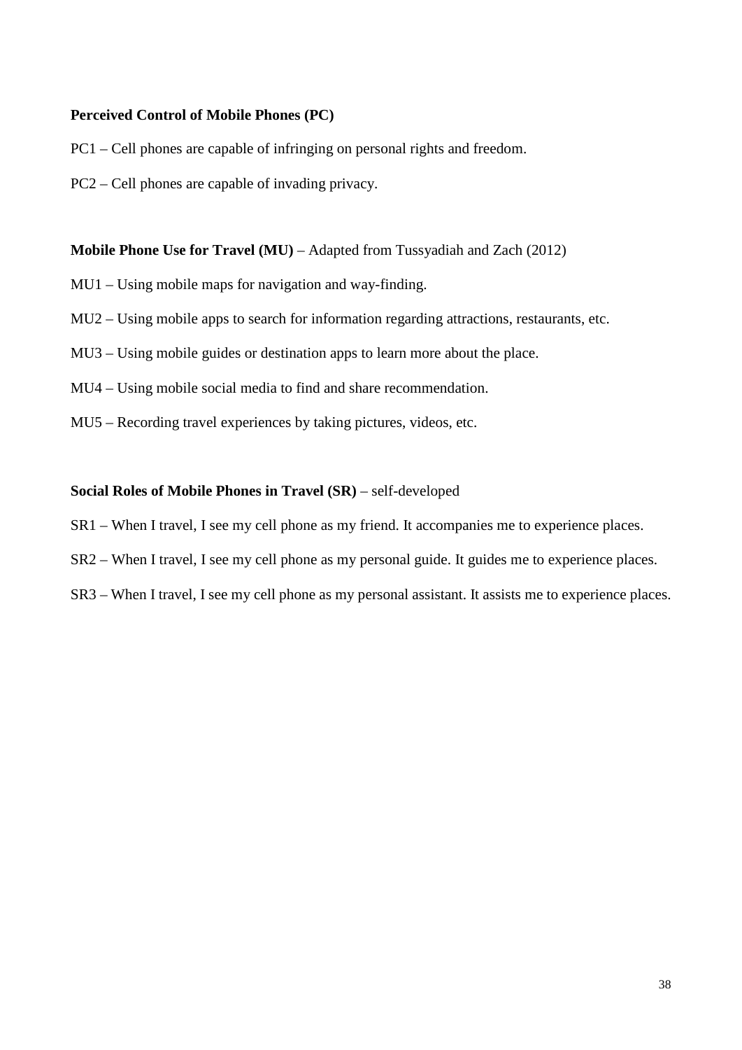**Perceived Control of Mobile Phones (PC)**

PC1 – Cell phones are capable of infringing on personal rights and freedom.

PC2 – Cell phones are capable of invading privacy.

**Mobile Phone Use for Travel (MU)** – Adapted from Tussyadiah and Zach (2012)

MU1 – Using mobile maps for navigation and way-finding.

MU2 – Using mobile apps to search for information regarding attractions, restaurants, etc.

MU3 – Using mobile guides or destination apps to learn more about the place.

MU4 – Using mobile social media to find and share recommendation.

MU5 – Recording travel experiences by taking pictures, videos, etc.

**Social Roles of Mobile Phones in Travel (SR)** – self-developed

SR1 – When I travel, I see my cell phone as my friend. It accompanies me to experience places.

SR2 – When I travel, I see my cell phone as my personal guide. It guides me to experience places.

SR3 – When I travel, I see my cell phone as my personal assistant. It assists me to experience places.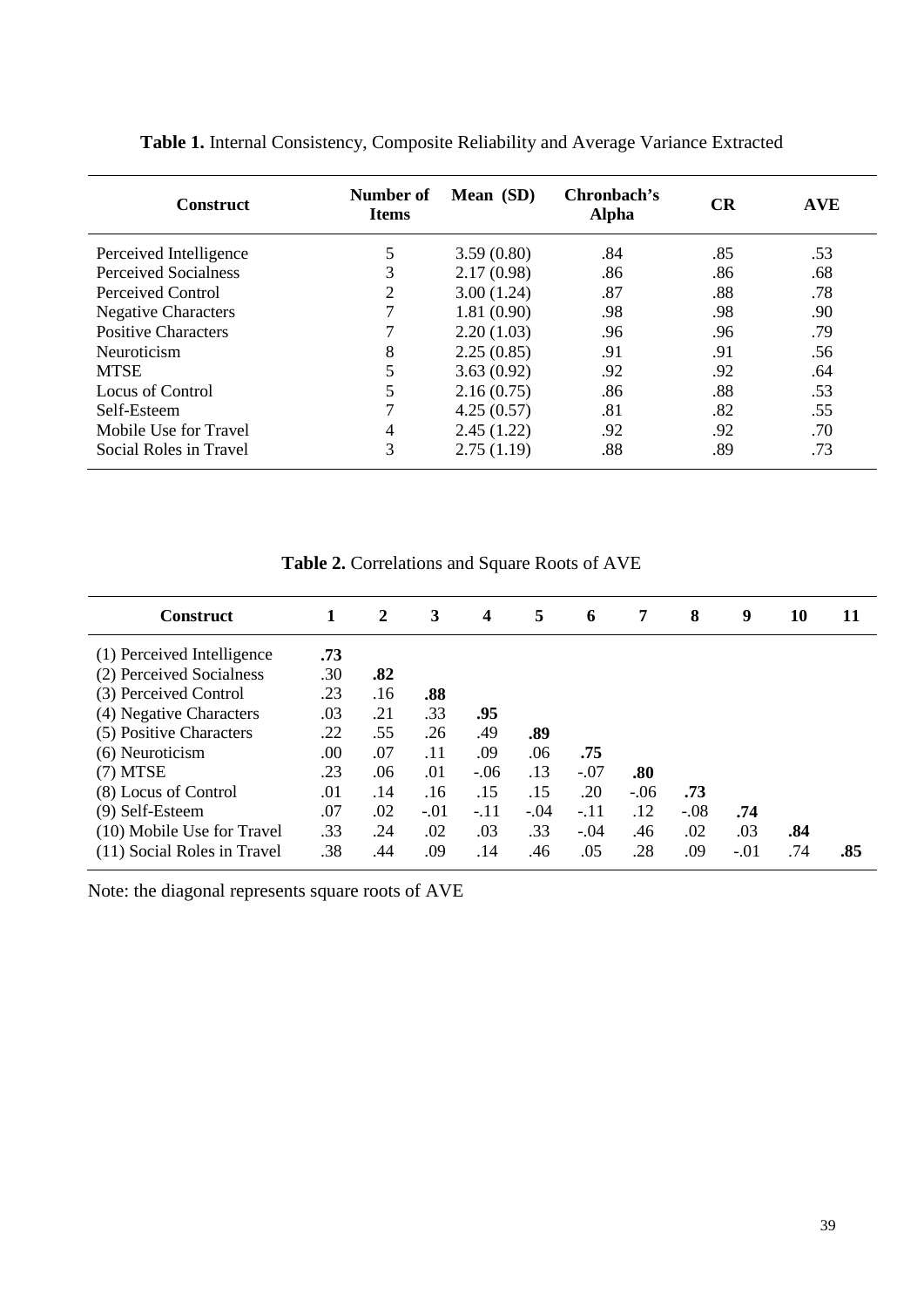**Table 1.** Internal Consistency, Composite Reliability and Average Variance Extracted

| Construct | Number of Items | Mean (SD) | Chronbach's Alpha | CR | AVE |
|---|---|---|---|---|---|
| Perceived Intelligence | 5 | 3.59 (0.80) | .84 | .85 | .53 |
| Perceived Socialness | 3 | 2.17 (0.98) | .86 | .86 | .68 |
| Perceived Control | 2 | 3.00 (1.24) | .87 | .88 | .78 |
| Negative Characters | 7 | 1.81 (0.90) | .98 | .98 | .90 |
| Positive Characters | 7 | 2.20 (1.03) | .96 | .96 | .79 |
| Neuroticism | 8 | 2.25 (0.85) | .91 | .91 | .56 |
| MTSE | 5 | 3.63 (0.92) | .92 | .92 | .64 |
| Locus of Control | 5 | 2.16 (0.75) | .86 | .88 | .53 |
| Self-Esteem | 7 | 4.25 (0.57) | .81 | .82 | .55 |
| Mobile Use for Travel | 4 | 2.45 (1.22) | .92 | .92 | .70 |
| Social Roles in Travel | 3 | 2.75 (1.19) | .88 | .89 | .73 |

**Table 2.** Correlations and Square Roots of AVE

| Construct | 1 | 2 | 3 | 4 | 5 | 6 | 7 | 8 | 9 | 10 | 11 |
|---|---|---|---|---|---|---|---|---|---|---|---|
| (1) Perceived Intelligence | **.73** | | | | | | | | | | |
| (2) Perceived Socialness | .30 | **.82** | | | | | | | | | |
| (3) Perceived Control | .23 | .16 | **.88** | | | | | | | | |
| (4) Negative Characters | .03 | .21 | .33 | **.95** | | | | | | | |
| (5) Positive Characters | .22 | .55 | .26 | .49 | **.89** | | | | | | |
| (6) Neuroticism | .00 | .07 | .11 | .09 | .06 | **.75** | | | | | |
| (7) MTSE | .23 | .06 | .01 | -.06 | .13 | -.07 | **.80** | | | | |
| (8) Locus of Control | .01 | .14 | .16 | .15 | .15 | .20 | -.06 | **.73** | | | |
| (9) Self-Esteem | .07 | .02 | -.01 | -.11 | -.04 | -.11 | .12 | -.08 | **.74** | | |
| (10) Mobile Use for Travel | .33 | .24 | .02 | .03 | .33 | -.04 | .46 | .02 | .03 | **.84** | |
| (11) Social Roles in Travel | .38 | .44 | .09 | .14 | .46 | .05 | .28 | .09 | -.01 | .74 | **.85** |

Note: the diagonal represents square roots of AVE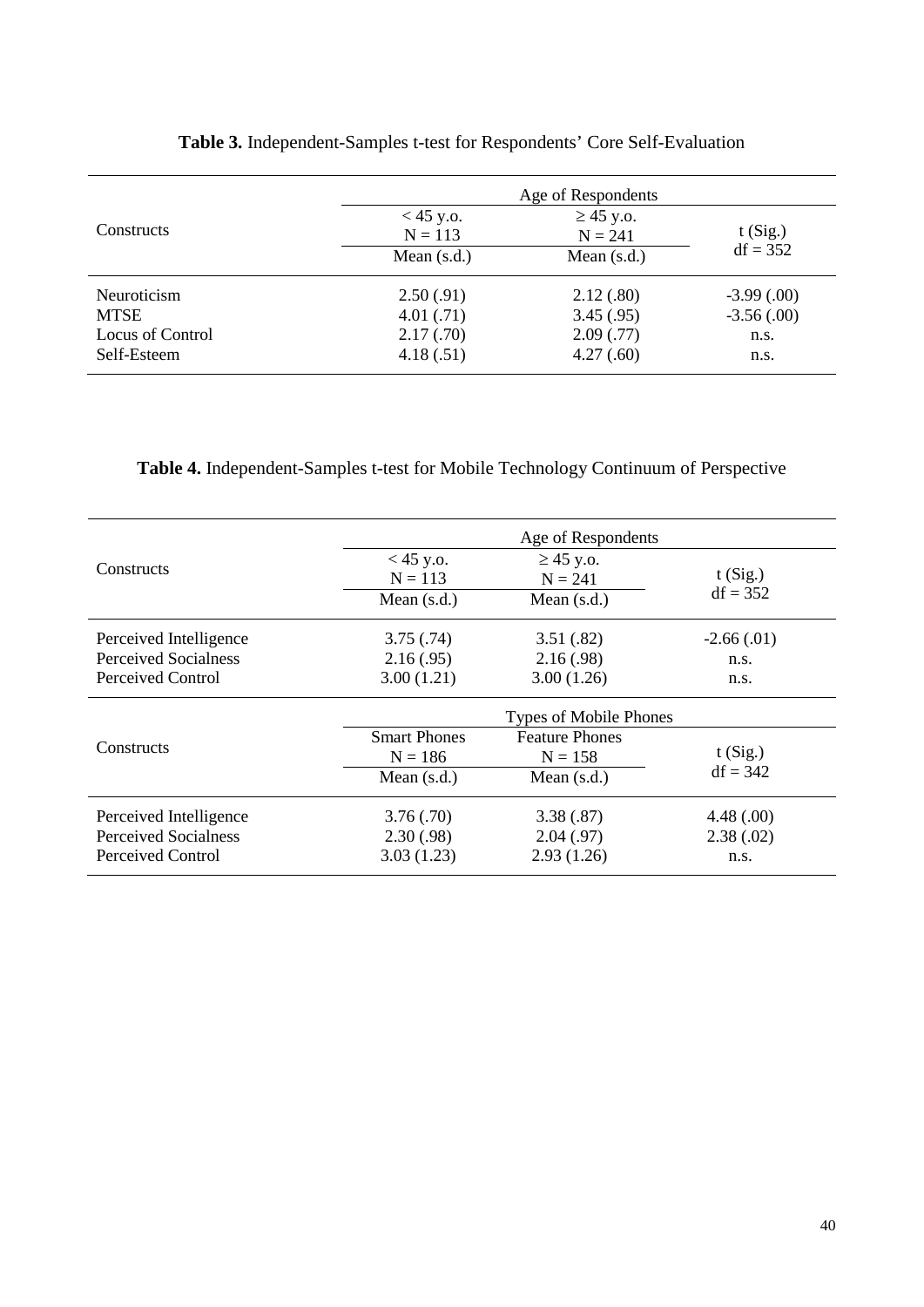**Table 3.** Independent-Samples t-test for Respondents' Core Self-Evaluation

| Constructs | Age of Respondents | | |
|---|---|---|---|
| | < 45 y.o. N = 113 | ≥ 45 y.o. N = 241 | t (Sig.) df = 352 |
| | Mean (s.d.) | Mean (s.d.) | |
| Neuroticism | 2.50 (.91) | 2.12 (.80) | -3.99 (.00) |
| MTSE | 4.01 (.71) | 3.45 (.95) | -3.56 (.00) |
| Locus of Control | 2.17 (.70) | 2.09 (.77) | n.s. |
| Self-Esteem | 4.18 (.51) | 4.27 (.60) | n.s. |

**Table 4.** Independent-Samples t-test for Mobile Technology Continuum of Perspective

| Constructs | Age of Respondents | | |
|---|---|---|---|
| | < 45 y.o. N = 113 | ≥ 45 y.o. N = 241 | t (Sig.) df = 352 |
| | Mean (s.d.) | Mean (s.d.) | |
| Perceived Intelligence | 3.75 (.74) | 3.51 (.82) | -2.66 (.01) |
| Perceived Socialness | 2.16 (.95) | 2.16 (.98) | n.s. |
| Perceived Control | 3.00 (1.21) | 3.00 (1.26) | n.s. |
| **Constructs** | **Types of Mobile Phones** | | |
| | Smart Phones N = 186 | Feature Phones N = 158 | t (Sig.) df = 342 |
| | Mean (s.d.) | Mean (s.d.) | |
| Perceived Intelligence | 3.76 (.70) | 3.38 (.87) | 4.48 (.00) |
| Perceived Socialness | 2.30 (.98) | 2.04 (.97) | 2.38 (.02) |
| Perceived Control | 3.03 (1.23) | 2.93 (1.26) | n.s. |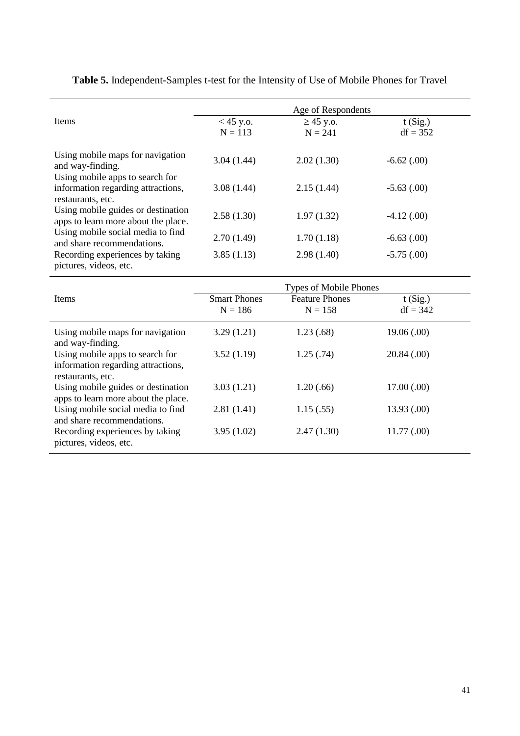**Table 5.** Independent-Samples t-test for the Intensity of Use of Mobile Phones for Travel

| Items | Age of Respondents | | |
|---|---|---|---|
| | < 45 y.o. N = 113 | ≥ 45 y.o. N = 241 | t (Sig.) df = 352 |
| Using mobile maps for navigation and way-finding. | 3.04 (1.44) | 2.02 (1.30) | -6.62 (.00) |
| Using mobile apps to search for information regarding attractions, restaurants, etc. | 3.08 (1.44) | 2.15 (1.44) | -5.63 (.00) |
| Using mobile guides or destination apps to learn more about the place. | 2.58 (1.30) | 1.97 (1.32) | -4.12 (.00) |
| Using mobile social media to find and share recommendations. | 2.70 (1.49) | 1.70 (1.18) | -6.63 (.00) |
| Recording experiences by taking pictures, videos, etc. | 3.85 (1.13) | 2.98 (1.40) | -5.75 (.00) |

| Items | Types of Mobile Phones | | |
|---|---|---|---|
| | Smart Phones N = 186 | Feature Phones N = 158 | t (Sig.) df = 342 |
| Using mobile maps for navigation and way-finding. | 3.29 (1.21) | 1.23 (.68) | 19.06 (.00) |
| Using mobile apps to search for information regarding attractions, restaurants, etc. | 3.52 (1.19) | 1.25 (.74) | 20.84 (.00) |
| Using mobile guides or destination apps to learn more about the place. | 3.03 (1.21) | 1.20 (.66) | 17.00 (.00) |
| Using mobile social media to find and share recommendations. | 2.81 (1.41) | 1.15 (.55) | 13.93 (.00) |
| Recording experiences by taking pictures, videos, etc. | 3.95 (1.02) | 2.47 (1.30) | 11.77 (.00) |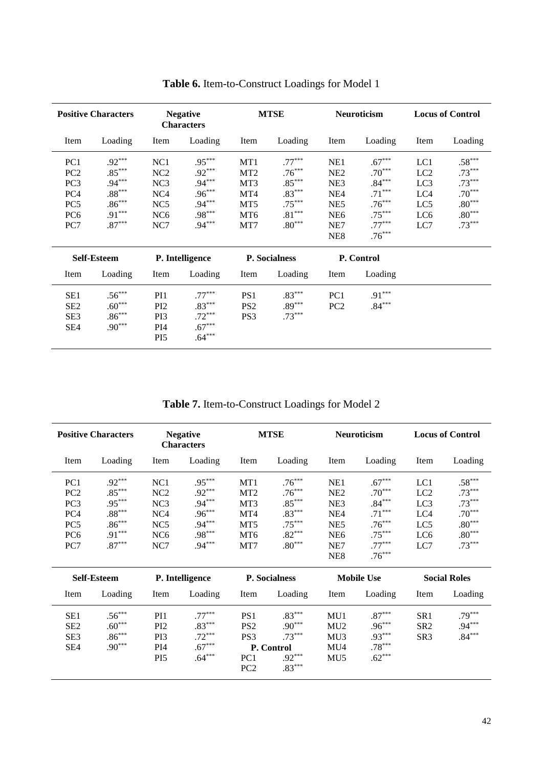**Table 6.** Item-to-Construct Loadings for Model 1

| Positive Characters | | Negative Characters | | MTSE | | Neuroticism | | Locus of Control | |
|---|---|---|---|---|---|---|---|---|---|
| Item | Loading | Item | Loading | Item | Loading | Item | Loading | Item | Loading |
| PC1 | .92*** | NC1 | .95*** | MT1 | .77*** | NE1 | .67*** | LC1 | .58*** |
| PC2 | .85*** | NC2 | .92*** | MT2 | .76*** | NE2 | .70*** | LC2 | .73*** |
| PC3 | .94*** | NC3 | .94*** | MT3 | .85*** | NE3 | .84*** | LC3 | .73*** |
| PC4 | .88*** | NC4 | .96*** | MT4 | .83*** | NE4 | .71*** | LC4 | .70*** |
| PC5 | .86*** | NC5 | .94*** | MT5 | .75*** | NE5 | .76*** | LC5 | .80*** |
| PC6 | .91*** | NC6 | .98*** | MT6 | .81*** | NE6 | .75*** | LC6 | .80*** |
| PC7 | .87*** | NC7 | .94*** | MT7 | .80*** | NE7 | .77*** | LC7 | .73*** |
| | | | | | | NE8 | .76*** | | |
| **Self-Esteem** | | **P. Intelligence** | | **P. Socialness** | | **P. Control** | | | |
| Item | Loading | Item | Loading | Item | Loading | Item | Loading | | |
| SE1 | .56*** | PI1 | .77*** | PS1 | .83*** | PC1 | .91*** | | |
| SE2 | .60*** | PI2 | .83*** | PS2 | .89*** | PC2 | .84*** | | |
| SE3 | .86*** | PI3 | .72*** | PS3 | .73*** | | | | |
| SE4 | .90*** | PI4 | .67*** | | | | | | |
| | | PI5 | .64*** | | | | | | |

**Table 7.** Item-to-Construct Loadings for Model 2

| Positive Characters | | Negative Characters | | MTSE | | Neuroticism | | Locus of Control | |
|---|---|---|---|---|---|---|---|---|---|
| Item | Loading | Item | Loading | Item | Loading | Item | Loading | Item | Loading |
| PC1 | .92*** | NC1 | .95*** | MT1 | .76*** | NE1 | .67*** | LC1 | .58*** |
| PC2 | .85*** | NC2 | .92*** | MT2 | .76*** | NE2 | .70*** | LC2 | .73*** |
| PC3 | .95*** | NC3 | .94*** | MT3 | .85*** | NE3 | .84*** | LC3 | .73*** |
| PC4 | .88*** | NC4 | .96*** | MT4 | .83*** | NE4 | .71*** | LC4 | .70*** |
| PC5 | .86*** | NC5 | .94*** | MT5 | .75*** | NE5 | .76*** | LC5 | .80*** |
| PC6 | .91*** | NC6 | .98*** | MT6 | .82*** | NE6 | .75*** | LC6 | .80*** |
| PC7 | .87*** | NC7 | .94*** | MT7 | .80*** | NE7 | .77*** | LC7 | .73*** |
| | | | | | | NE8 | .76*** | | |
| **Self-Esteem** | | **P. Intelligence** | | **P. Socialness** | | **Mobile Use** | | **Social Roles** | |
| Item | Loading | Item | Loading | Item | Loading | Item | Loading | Item | Loading |
| SE1 | .56*** | PI1 | .77*** | PS1 | .83*** | MU1 | .87*** | SR1 | .79*** |
| SE2 | .60*** | PI2 | .83*** | PS2 | .90*** | MU2 | .96*** | SR2 | .94*** |
| SE3 | .86*** | PI3 | .72*** | PS3 | .73*** | MU3 | .93*** | SR3 | .84*** |
| SE4 | .90*** | PI4 | .67*** | **P. Control** | | MU4 | .78*** | | |
| | | PI5 | .64*** | PC1 | .92*** | MU5 | .62*** | | |
| | | | | PC2 | .83*** | | | | |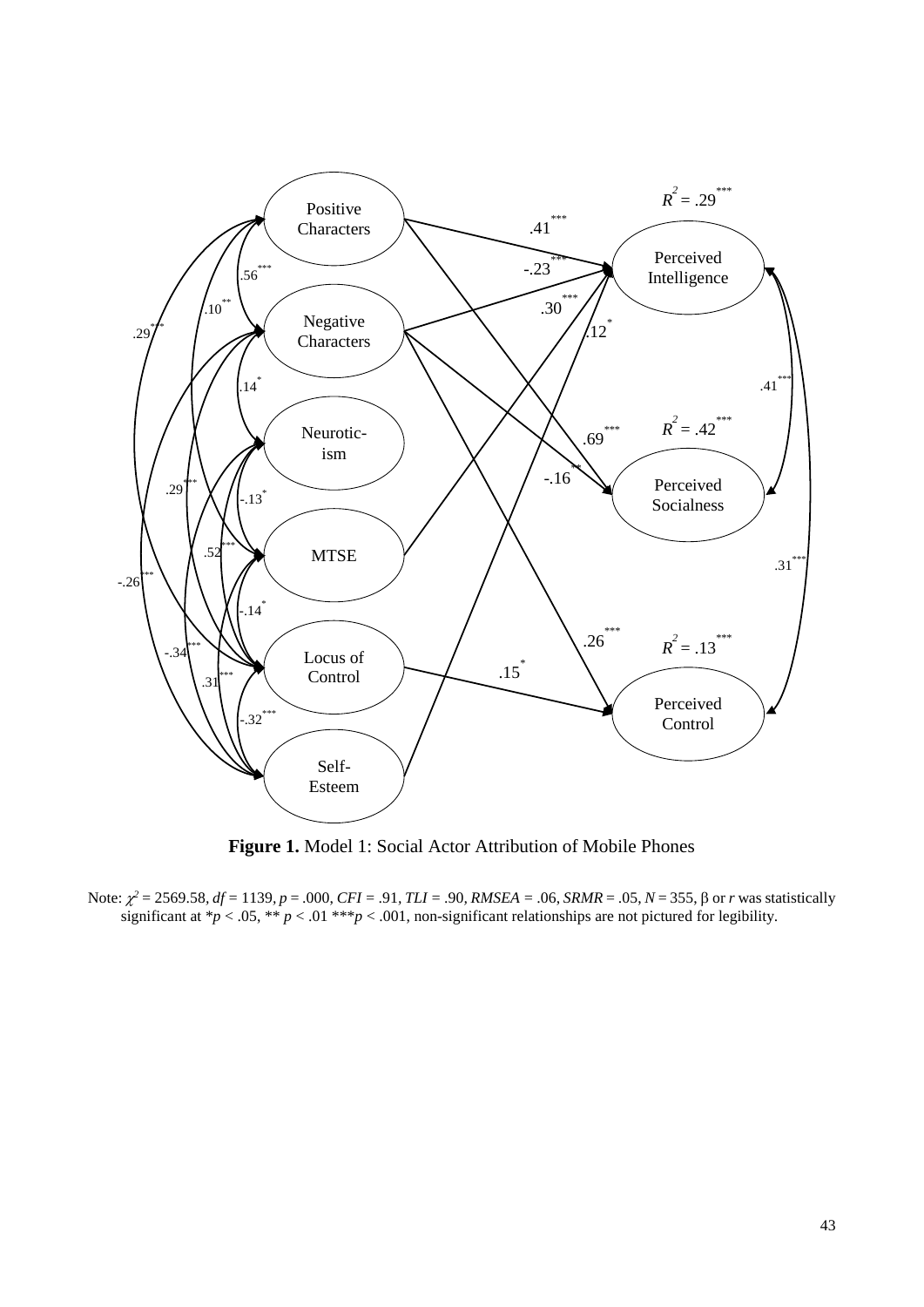**Figure 1.** Model 1: Social Actor Attribution of Mobile Phones

Note: $\chi^2$ = 2569.58, *df* = 1139, *p* = .000, *CFI* = .91, *TLI* = .90, *RMSEA* = .06, *SRMR* = .05, *N* = 355, β or *r* was statistically significant at \**p* < .05, \*\* *p* < .01 \*\*\**p* < .001, non-significant relationships are not pictured for legibility.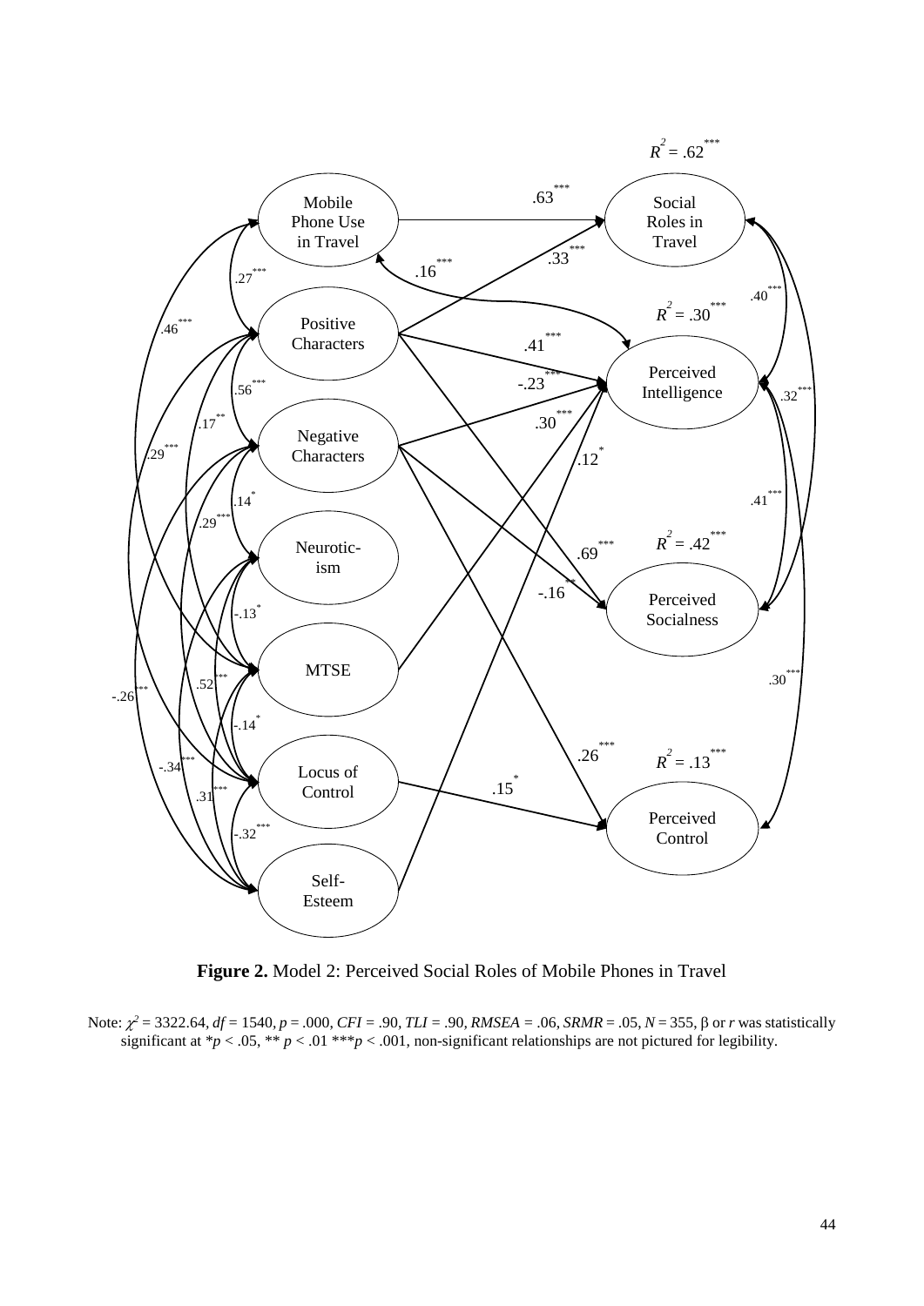$R^2 = .62^{***}$

Mobile Phone Use in Travel

Social Roles in Travel

.63***

.33***

.16***

.27***

.40***

$R^2 = .30^{***}$

Positive Characters

.46***

.41***

Perceived Intelligence

-.23***

.56***

.32***

.30***

.17**

Negative Characters

.29***

.12*

.14*

.41***

.29***

$R^2 = .42^{***}$

.69***

Neuroticism

-.16**

Perceived Socialness

-.13*

MTSE

.30***

.52***

-.26***

-.14*

.26***

$R^2 = .13^{***}$

-.34***

Locus of Control

.15*

.31***

Perceived Control

-.32***

Self-Esteem

**Figure 2.** Model 2: Perceived Social Roles of Mobile Phones in Travel

Note: $\chi^2 = 3322.64$, $df = 1540$, $p = .000$, $CFI = .90$, $TLI = .90$, $RMSEA = .06$, $SRMR = .05$, $N = 355$, β or $r$ was statistically significant at $^*p < .05$, $^{**} p < .01$ $^{***}p < .001$, non-significant relationships are not pictured for legibility.